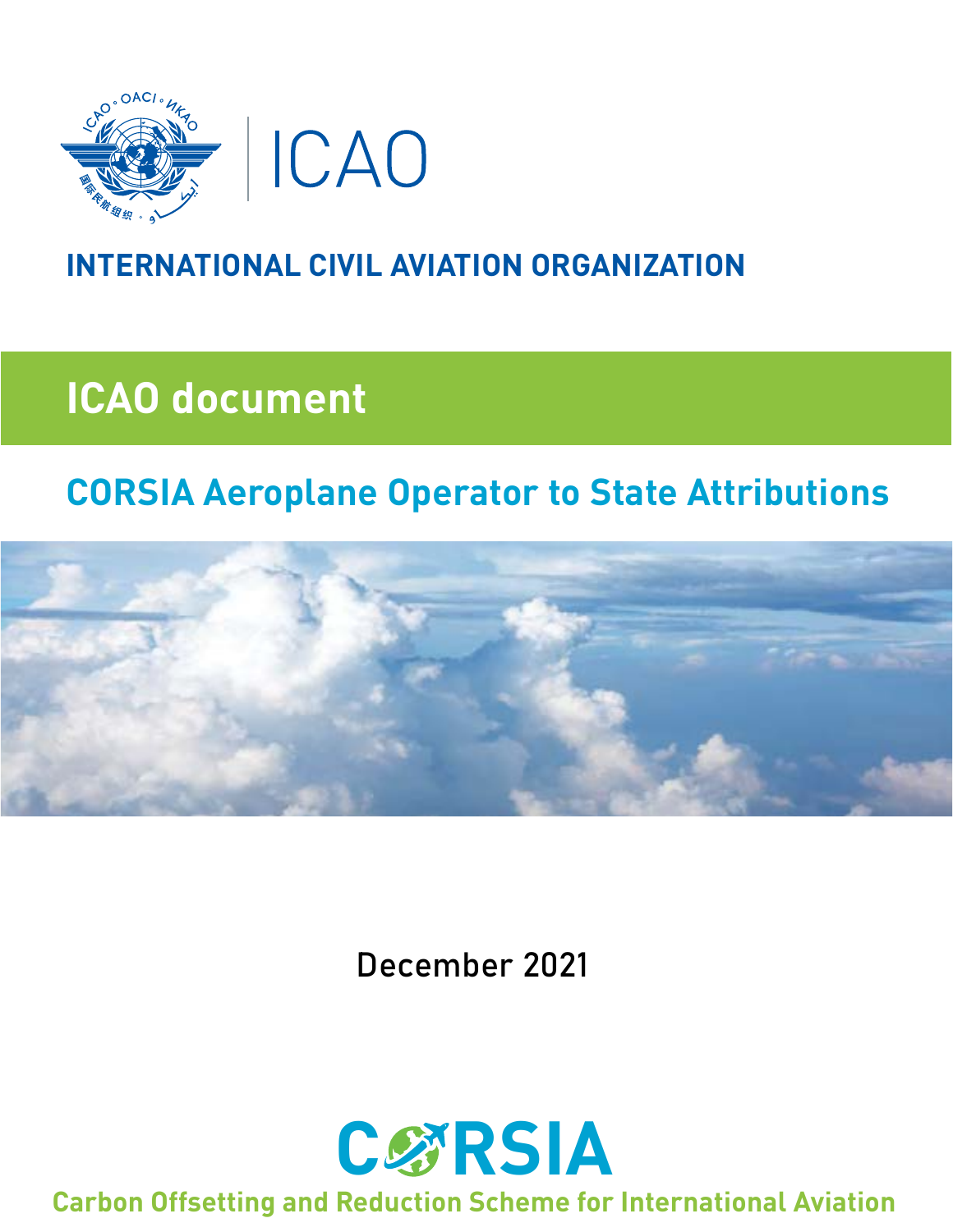ICAO

**INTERNATIONAL CIVIL AVIATION ORGANIZATION**

# ICAO document

## CORSIA Aeroplane Operator to State Attributions

December 2021

**CORSIA**

**Carbon Offsetting and Reduction Scheme for International Aviation**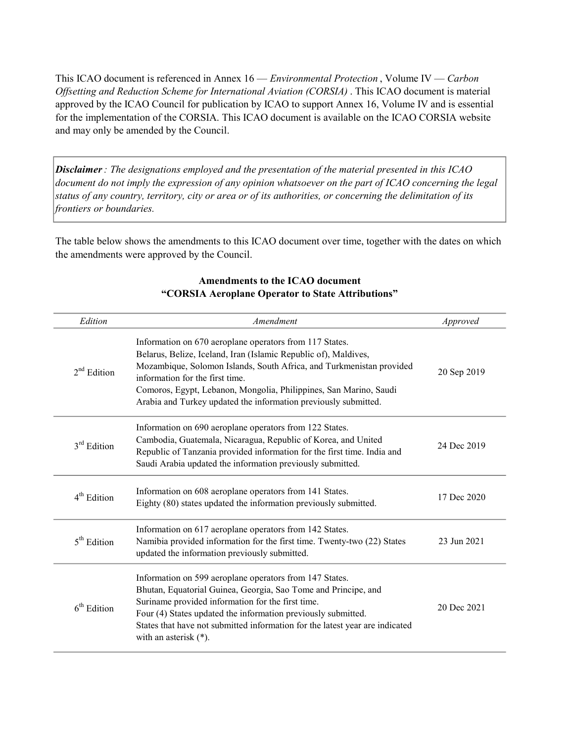This ICAO document is referenced in Annex 16 — *Environmental Protection* , Volume IV — *Carbon Offsetting and Reduction Scheme for International Aviation (CORSIA)* . This ICAO document is material approved by the ICAO Council for publication by ICAO to support Annex 16, Volume IV and is essential for the implementation of the CORSIA. This ICAO document is available on the ICAO CORSIA website and may only be amended by the Council.

> ***Disclaimer*** *: The designations employed and the presentation of the material presented in this ICAO document do not imply the expression of any opinion whatsoever on the part of ICAO concerning the legal status of any country, territory, city or area or of its authorities, or concerning the delimitation of its frontiers or boundaries.*

The table below shows the amendments to this ICAO document over time, together with the dates on which the amendments were approved by the Council.

**Amendments to the ICAO document "CORSIA Aeroplane Operator to State Attributions"**

| *Edition* | *Amendment* | *Approved* |
|---|---|---|
| 2nd Edition | Information on 670 aeroplane operators from 117 States. Belarus, Belize, Iceland, Iran (Islamic Republic of), Maldives, Mozambique, Solomon Islands, South Africa, and Turkmenistan provided information for the first time. Comoros, Egypt, Lebanon, Mongolia, Philippines, San Marino, Saudi Arabia and Turkey updated the information previously submitted. | 20 Sep 2019 |
| 3rd Edition | Information on 690 aeroplane operators from 122 States. Cambodia, Guatemala, Nicaragua, Republic of Korea, and United Republic of Tanzania provided information for the first time. India and Saudi Arabia updated the information previously submitted. | 24 Dec 2019 |
| 4th Edition | Information on 608 aeroplane operators from 141 States. Eighty (80) states updated the information previously submitted. | 17 Dec 2020 |
| 5th Edition | Information on 617 aeroplane operators from 142 States. Namibia provided information for the first time. Twenty-two (22) States updated the information previously submitted. | 23 Jun 2021 |
| 6th Edition | Information on 599 aeroplane operators from 147 States. Bhutan, Equatorial Guinea, Georgia, Sao Tome and Principe, and Suriname provided information for the first time. Four (4) States updated the information previously submitted. States that have not submitted information for the latest year are indicated with an asterisk (*). | 20 Dec 2021 |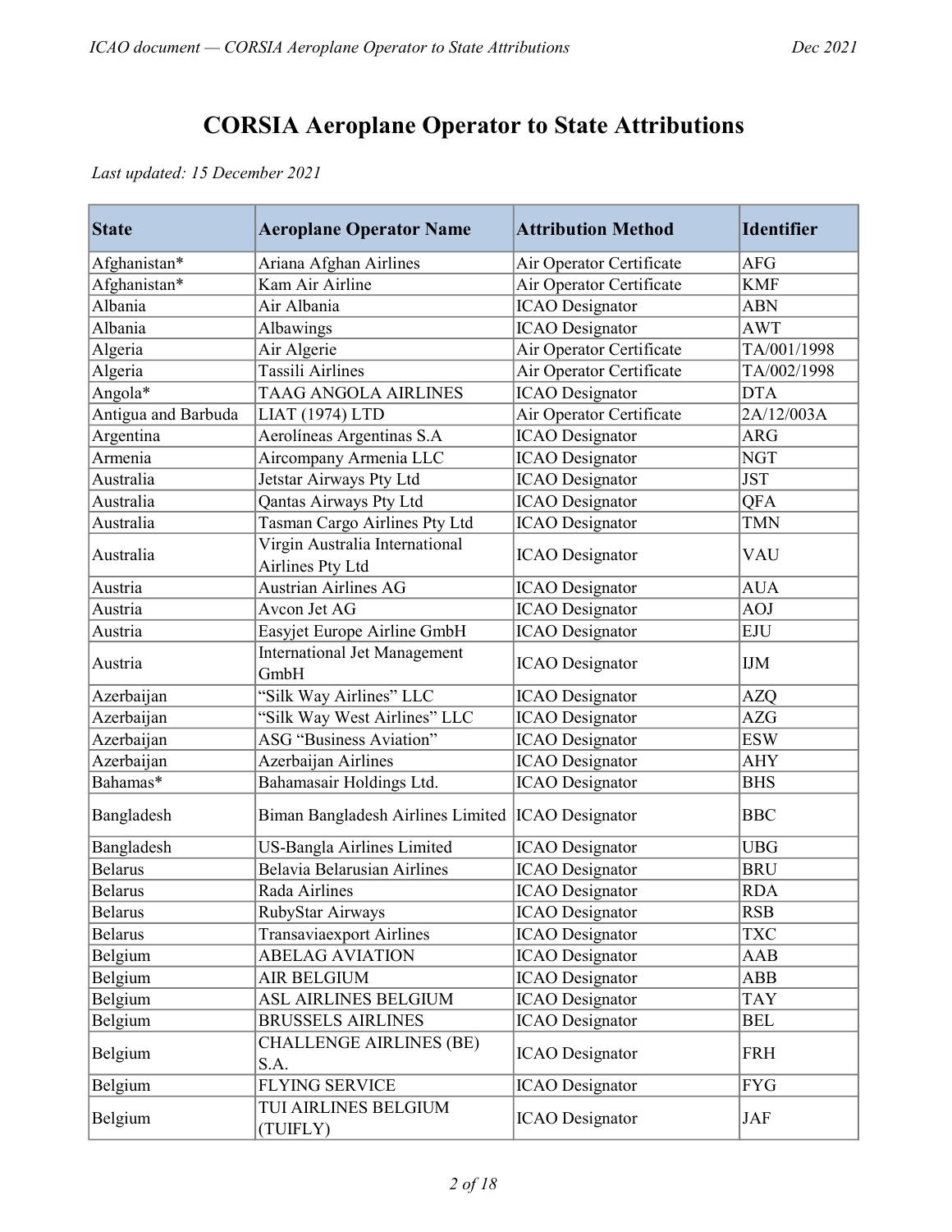# CORSIA Aeroplane Operator to State Attributions

*Last updated: 15 December 2021*

| State | Aeroplane Operator Name | Attribution Method | Identifier |
|---|---|---|---|
| Afghanistan* | Ariana Afghan Airlines | Air Operator Certificate | AFG |
| Afghanistan* | Kam Air Airline | Air Operator Certificate | KMF |
| Albania | Air Albania | ICAO Designator | ABN |
| Albania | Albawings | ICAO Designator | AWT |
| Algeria | Air Algerie | Air Operator Certificate | TA/001/1998 |
| Algeria | Tassili Airlines | Air Operator Certificate | TA/002/1998 |
| Angola* | TAAG ANGOLA AIRLINES | ICAO Designator | DTA |
| Antigua and Barbuda | LIAT (1974) LTD | Air Operator Certificate | 2A/12/003A |
| Argentina | Aerolíneas Argentinas S.A | ICAO Designator | ARG |
| Armenia | Aircompany Armenia LLC | ICAO Designator | NGT |
| Australia | Jetstar Airways Pty Ltd | ICAO Designator | JST |
| Australia | Qantas Airways Pty Ltd | ICAO Designator | QFA |
| Australia | Tasman Cargo Airlines Pty Ltd | ICAO Designator | TMN |
| Australia | Virgin Australia International Airlines Pty Ltd | ICAO Designator | VAU |
| Austria | Austrian Airlines AG | ICAO Designator | AUA |
| Austria | Avcon Jet AG | ICAO Designator | AOJ |
| Austria | Easyjet Europe Airline GmbH | ICAO Designator | EJU |
| Austria | International Jet Management GmbH | ICAO Designator | IJM |
| Azerbaijan | "Silk Way Airlines" LLC | ICAO Designator | AZQ |
| Azerbaijan | "Silk Way West Airlines" LLC | ICAO Designator | AZG |
| Azerbaijan | ASG "Business Aviation" | ICAO Designator | ESW |
| Azerbaijan | Azerbaijan Airlines | ICAO Designator | AHY |
| Bahamas* | Bahamasair Holdings Ltd. | ICAO Designator | BHS |
| Bangladesh | Biman Bangladesh Airlines Limited | ICAO Designator | BBC |
| Bangladesh | US-Bangla Airlines Limited | ICAO Designator | UBG |
| Belarus | Belavia Belarusian Airlines | ICAO Designator | BRU |
| Belarus | Rada Airlines | ICAO Designator | RDA |
| Belarus | RubyStar Airways | ICAO Designator | RSB |
| Belarus | Transaviaexport Airlines | ICAO Designator | TXC |
| Belgium | ABELAG AVIATION | ICAO Designator | AAB |
| Belgium | AIR BELGIUM | ICAO Designator | ABB |
| Belgium | ASL AIRLINES BELGIUM | ICAO Designator | TAY |
| Belgium | BRUSSELS AIRLINES | ICAO Designator | BEL |
| Belgium | CHALLENGE AIRLINES (BE) S.A. | ICAO Designator | FRH |
| Belgium | FLYING SERVICE | ICAO Designator | FYG |
| Belgium | TUI AIRLINES BELGIUM (TUIFLY) | ICAO Designator | JAF |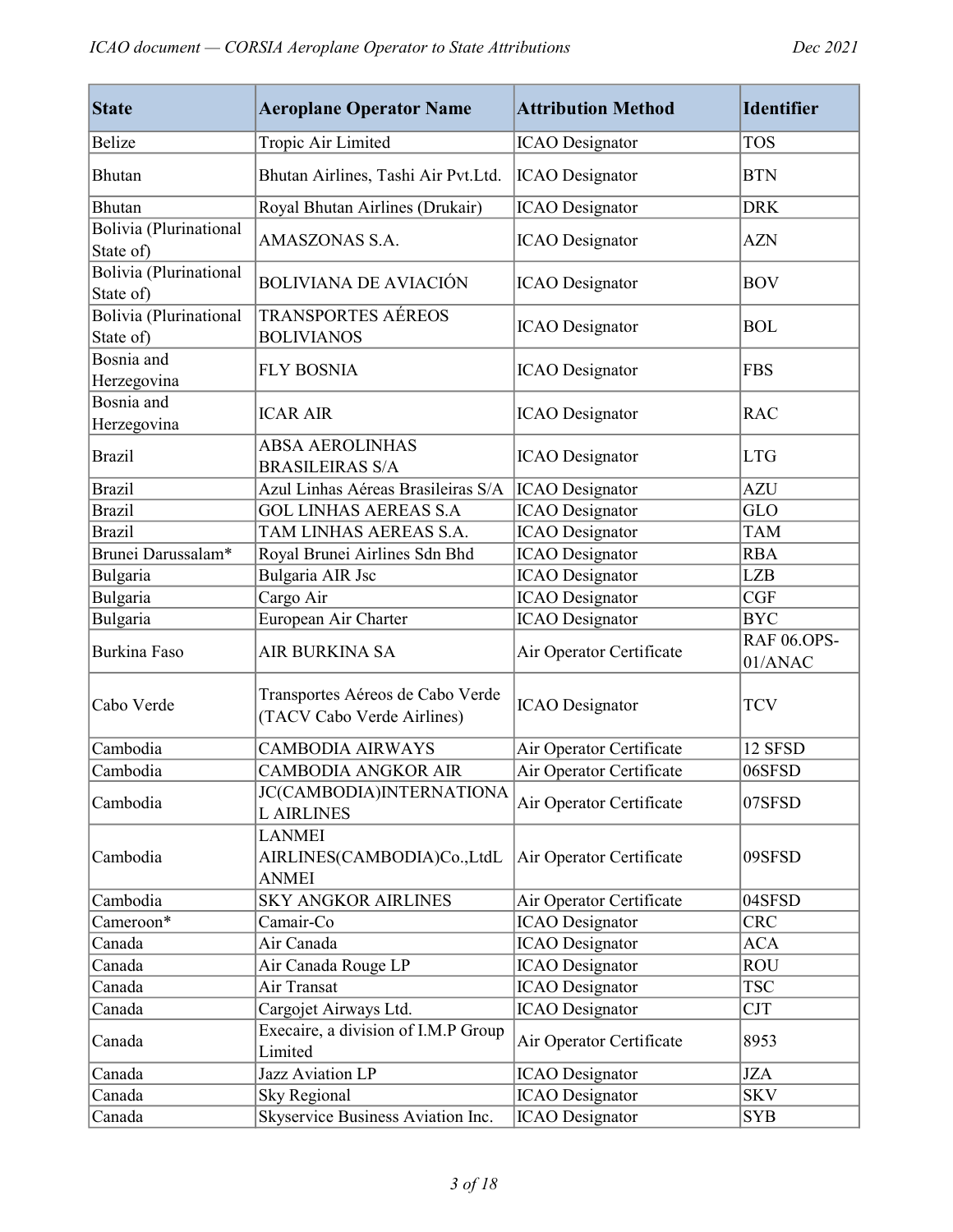| State | Aeroplane Operator Name | Attribution Method | Identifier |
|---|---|---|---|
| Belize | Tropic Air Limited | ICAO Designator | TOS |
| Bhutan | Bhutan Airlines, Tashi Air Pvt.Ltd. | ICAO Designator | BTN |
| Bhutan | Royal Bhutan Airlines (Drukair) | ICAO Designator | DRK |
| Bolivia (Plurinational State of) | AMASZONAS S.A. | ICAO Designator | AZN |
| Bolivia (Plurinational State of) | BOLIVIANA DE AVIACIÓN | ICAO Designator | BOV |
| Bolivia (Plurinational State of) | TRANSPORTES AÉREOS BOLIVIANOS | ICAO Designator | BOL |
| Bosnia and Herzegovina | FLY BOSNIA | ICAO Designator | FBS |
| Bosnia and Herzegovina | ICAR AIR | ICAO Designator | RAC |
| Brazil | ABSA AEROLINHAS BRASILEIRAS S/A | ICAO Designator | LTG |
| Brazil | Azul Linhas Aéreas Brasileiras S/A | ICAO Designator | AZU |
| Brazil | GOL LINHAS AEREAS S.A | ICAO Designator | GLO |
| Brazil | TAM LINHAS AEREAS S.A. | ICAO Designator | TAM |
| Brunei Darussalam* | Royal Brunei Airlines Sdn Bhd | ICAO Designator | RBA |
| Bulgaria | Bulgaria AIR Jsc | ICAO Designator | LZB |
| Bulgaria | Cargo Air | ICAO Designator | CGF |
| Bulgaria | European Air Charter | ICAO Designator | BYC |
| Burkina Faso | AIR BURKINA SA | Air Operator Certificate | RAF 06.OPS-01/ANAC |
| Cabo Verde | Transportes Aéreos de Cabo Verde (TACV Cabo Verde Airlines) | ICAO Designator | TCV |
| Cambodia | CAMBODIA AIRWAYS | Air Operator Certificate | 12 SFSD |
| Cambodia | CAMBODIA ANGKOR AIR | Air Operator Certificate | 06SFSD |
| Cambodia | JC(CAMBODIA)INTERNATIONAL AIRLINES | Air Operator Certificate | 07SFSD |
| Cambodia | LANMEI AIRLINES(CAMBODIA)Co.,LtdLANMEI | Air Operator Certificate | 09SFSD |
| Cambodia | SKY ANGKOR AIRLINES | Air Operator Certificate | 04SFSD |
| Cameroon* | Camair-Co | ICAO Designator | CRC |
| Canada | Air Canada | ICAO Designator | ACA |
| Canada | Air Canada Rouge LP | ICAO Designator | ROU |
| Canada | Air Transat | ICAO Designator | TSC |
| Canada | Cargojet Airways Ltd. | ICAO Designator | CJT |
| Canada | Execaire, a division of I.M.P Group Limited | Air Operator Certificate | 8953 |
| Canada | Jazz Aviation LP | ICAO Designator | JZA |
| Canada | Sky Regional | ICAO Designator | SKV |
| Canada | Skyservice Business Aviation Inc. | ICAO Designator | SYB |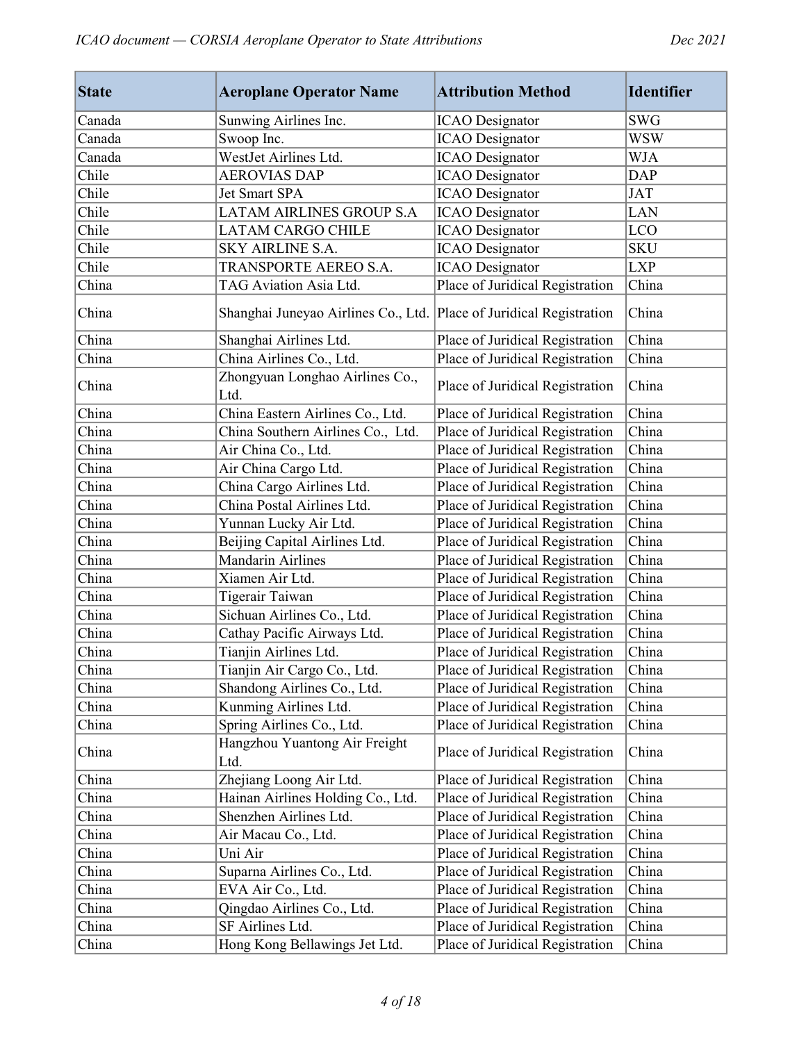| State | Aeroplane Operator Name | Attribution Method | Identifier |
|---|---|---|---|
| Canada | Sunwing Airlines Inc. | ICAO Designator | SWG |
| Canada | Swoop Inc. | ICAO Designator | WSW |
| Canada | WestJet Airlines Ltd. | ICAO Designator | WJA |
| Chile | AEROVIAS DAP | ICAO Designator | DAP |
| Chile | Jet Smart SPA | ICAO Designator | JAT |
| Chile | LATAM AIRLINES GROUP S.A | ICAO Designator | LAN |
| Chile | LATAM CARGO CHILE | ICAO Designator | LCO |
| Chile | SKY AIRLINE S.A. | ICAO Designator | SKU |
| Chile | TRANSPORTE AEREO S.A. | ICAO Designator | LXP |
| China | TAG Aviation Asia Ltd. | Place of Juridical Registration | China |
| China | Shanghai Juneyao Airlines Co., Ltd. | Place of Juridical Registration | China |
| China | Shanghai Airlines Ltd. | Place of Juridical Registration | China |
| China | China Airlines Co., Ltd. | Place of Juridical Registration | China |
| China | Zhongyuan Longhao Airlines Co., Ltd. | Place of Juridical Registration | China |
| China | China Eastern Airlines Co., Ltd. | Place of Juridical Registration | China |
| China | China Southern Airlines Co., Ltd. | Place of Juridical Registration | China |
| China | Air China Co., Ltd. | Place of Juridical Registration | China |
| China | Air China Cargo Ltd. | Place of Juridical Registration | China |
| China | China Cargo Airlines Ltd. | Place of Juridical Registration | China |
| China | China Postal Airlines Ltd. | Place of Juridical Registration | China |
| China | Yunnan Lucky Air Ltd. | Place of Juridical Registration | China |
| China | Beijing Capital Airlines Ltd. | Place of Juridical Registration | China |
| China | Mandarin Airlines | Place of Juridical Registration | China |
| China | Xiamen Air Ltd. | Place of Juridical Registration | China |
| China | Tigerair Taiwan | Place of Juridical Registration | China |
| China | Sichuan Airlines Co., Ltd. | Place of Juridical Registration | China |
| China | Cathay Pacific Airways Ltd. | Place of Juridical Registration | China |
| China | Tianjin Airlines Ltd. | Place of Juridical Registration | China |
| China | Tianjin Air Cargo Co., Ltd. | Place of Juridical Registration | China |
| China | Shandong Airlines Co., Ltd. | Place of Juridical Registration | China |
| China | Kunming Airlines Ltd. | Place of Juridical Registration | China |
| China | Spring Airlines Co., Ltd. | Place of Juridical Registration | China |
| China | Hangzhou Yuantong Air Freight Ltd. | Place of Juridical Registration | China |
| China | Zhejiang Loong Air Ltd. | Place of Juridical Registration | China |
| China | Hainan Airlines Holding Co., Ltd. | Place of Juridical Registration | China |
| China | Shenzhen Airlines Ltd. | Place of Juridical Registration | China |
| China | Air Macau Co., Ltd. | Place of Juridical Registration | China |
| China | Uni Air | Place of Juridical Registration | China |
| China | Suparna Airlines Co., Ltd. | Place of Juridical Registration | China |
| China | EVA Air Co., Ltd. | Place of Juridical Registration | China |
| China | Qingdao Airlines Co., Ltd. | Place of Juridical Registration | China |
| China | SF Airlines Ltd. | Place of Juridical Registration | China |
| China | Hong Kong Bellawings Jet Ltd. | Place of Juridical Registration | China |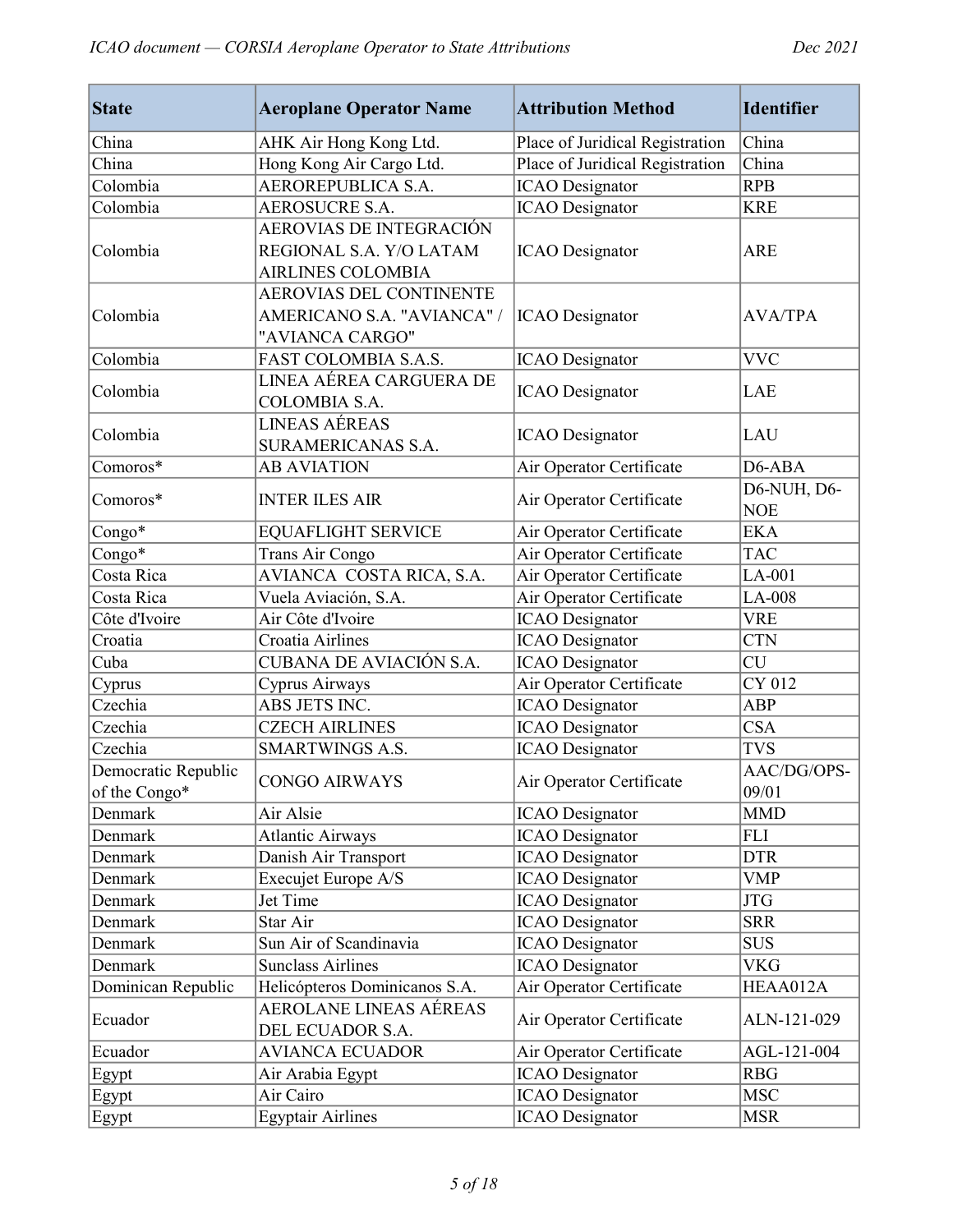| State | Aeroplane Operator Name | Attribution Method | Identifier |
|---|---|---|---|
| China | AHK Air Hong Kong Ltd. | Place of Juridical Registration | China |
| China | Hong Kong Air Cargo Ltd. | Place of Juridical Registration | China |
| Colombia | AEROREPUBLICA S.A. | ICAO Designator | RPB |
| Colombia | AEROSUCRE S.A. | ICAO Designator | KRE |
| Colombia | AEROVIAS DE INTEGRACIÓN REGIONAL S.A. Y/O LATAM AIRLINES COLOMBIA | ICAO Designator | ARE |
| Colombia | AEROVIAS DEL CONTINENTE AMERICANO S.A. "AVIANCA" / "AVIANCA CARGO" | ICAO Designator | AVA/TPA |
| Colombia | FAST COLOMBIA S.A.S. | ICAO Designator | VVC |
| Colombia | LINEA AÉREA CARGUERA DE COLOMBIA S.A. | ICAO Designator | LAE |
| Colombia | LINEAS AÉREAS SURAMERICANAS S.A. | ICAO Designator | LAU |
| Comoros* | AB AVIATION | Air Operator Certificate | D6-ABA |
| Comoros* | INTER ILES AIR | Air Operator Certificate | D6-NUH, D6-NOE |
| Congo* | EQUAFLIGHT SERVICE | Air Operator Certificate | EKA |
| Congo* | Trans Air Congo | Air Operator Certificate | TAC |
| Costa Rica | AVIANCA COSTA RICA, S.A. | Air Operator Certificate | LA-001 |
| Costa Rica | Vuela Aviación, S.A. | Air Operator Certificate | LA-008 |
| Côte d'Ivoire | Air Côte d'Ivoire | ICAO Designator | VRE |
| Croatia | Croatia Airlines | ICAO Designator | CTN |
| Cuba | CUBANA DE AVIACIÓN S.A. | ICAO Designator | CU |
| Cyprus | Cyprus Airways | Air Operator Certificate | CY 012 |
| Czechia | ABS JETS INC. | ICAO Designator | ABP |
| Czechia | CZECH AIRLINES | ICAO Designator | CSA |
| Czechia | SMARTWINGS A.S. | ICAO Designator | TVS |
| Democratic Republic of the Congo* | CONGO AIRWAYS | Air Operator Certificate | AAC/DG/OPS-09/01 |
| Denmark | Air Alsie | ICAO Designator | MMD |
| Denmark | Atlantic Airways | ICAO Designator | FLI |
| Denmark | Danish Air Transport | ICAO Designator | DTR |
| Denmark | Execujet Europe A/S | ICAO Designator | VMP |
| Denmark | Jet Time | ICAO Designator | JTG |
| Denmark | Star Air | ICAO Designator | SRR |
| Denmark | Sun Air of Scandinavia | ICAO Designator | SUS |
| Denmark | Sunclass Airlines | ICAO Designator | VKG |
| Dominican Republic | Helicópteros Dominicanos S.A. | Air Operator Certificate | HEAA012A |
| Ecuador | AEROLANE LINEAS AÉREAS DEL ECUADOR S.A. | Air Operator Certificate | ALN-121-029 |
| Ecuador | AVIANCA ECUADOR | Air Operator Certificate | AGL-121-004 |
| Egypt | Air Arabia Egypt | ICAO Designator | RBG |
| Egypt | Air Cairo | ICAO Designator | MSC |
| Egypt | Egyptair Airlines | ICAO Designator | MSR |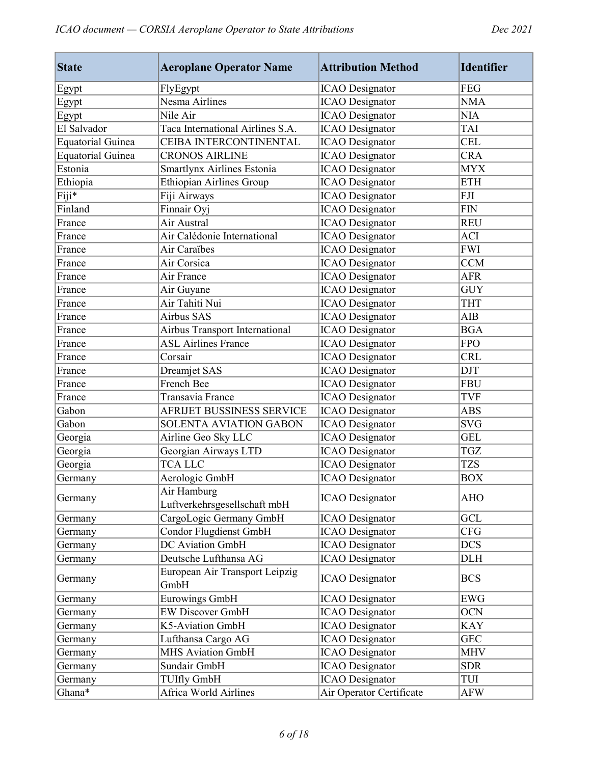| State | Aeroplane Operator Name | Attribution Method | Identifier |
|---|---|---|---|
| Egypt | FlyEgypt | ICAO Designator | FEG |
| Egypt | Nesma Airlines | ICAO Designator | NMA |
| Egypt | Nile Air | ICAO Designator | NIA |
| El Salvador | Taca International Airlines S.A. | ICAO Designator | TAI |
| Equatorial Guinea | CEIBA INTERCONTINENTAL | ICAO Designator | CEL |
| Equatorial Guinea | CRONOS AIRLINE | ICAO Designator | CRA |
| Estonia | Smartlynx Airlines Estonia | ICAO Designator | MYX |
| Ethiopia | Ethiopian Airlines Group | ICAO Designator | ETH |
| Fiji* | Fiji Airways | ICAO Designator | FJI |
| Finland | Finnair Oyj | ICAO Designator | FIN |
| France | Air Austral | ICAO Designator | REU |
| France | Air Calédonie International | ICAO Designator | ACI |
| France | Air Caraïbes | ICAO Designator | FWI |
| France | Air Corsica | ICAO Designator | CCM |
| France | Air France | ICAO Designator | AFR |
| France | Air Guyane | ICAO Designator | GUY |
| France | Air Tahiti Nui | ICAO Designator | THT |
| France | Airbus SAS | ICAO Designator | AIB |
| France | Airbus Transport International | ICAO Designator | BGA |
| France | ASL Airlines France | ICAO Designator | FPO |
| France | Corsair | ICAO Designator | CRL |
| France | Dreamjet SAS | ICAO Designator | DJT |
| France | French Bee | ICAO Designator | FBU |
| France | Transavia France | ICAO Designator | TVF |
| Gabon | AFRIJET BUSSINESS SERVICE | ICAO Designator | ABS |
| Gabon | SOLENTA AVIATION GABON | ICAO Designator | SVG |
| Georgia | Airline Geo Sky LLC | ICAO Designator | GEL |
| Georgia | Georgian Airways LTD | ICAO Designator | TGZ |
| Georgia | TCA LLC | ICAO Designator | TZS |
| Germany | Aerologic GmbH | ICAO Designator | BOX |
| Germany | Air Hamburg Luftverkehrsgesellschaft mbH | ICAO Designator | AHO |
| Germany | CargoLogic Germany GmbH | ICAO Designator | GCL |
| Germany | Condor Flugdienst GmbH | ICAO Designator | CFG |
| Germany | DC Aviation GmbH | ICAO Designator | DCS |
| Germany | Deutsche Lufthansa AG | ICAO Designator | DLH |
| Germany | European Air Transport Leipzig GmbH | ICAO Designator | BCS |
| Germany | Eurowings GmbH | ICAO Designator | EWG |
| Germany | EW Discover GmbH | ICAO Designator | OCN |
| Germany | K5-Aviation GmbH | ICAO Designator | KAY |
| Germany | Lufthansa Cargo AG | ICAO Designator | GEC |
| Germany | MHS Aviation GmbH | ICAO Designator | MHV |
| Germany | Sundair GmbH | ICAO Designator | SDR |
| Germany | TUIfly GmbH | ICAO Designator | TUI |
| Ghana* | Africa World Airlines | Air Operator Certificate | AFW |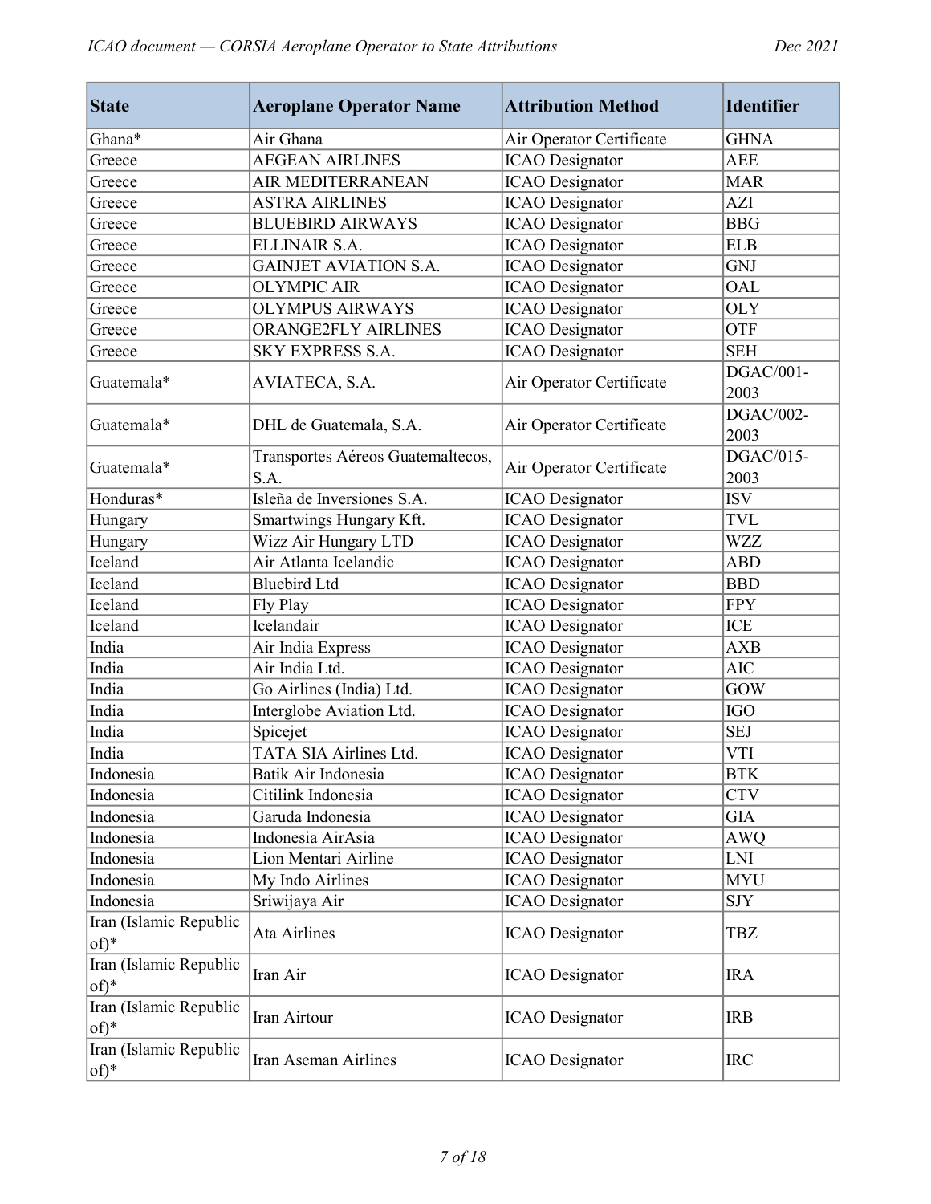| State | Aeroplane Operator Name | Attribution Method | Identifier |
|---|---|---|---|
| Ghana* | Air Ghana | Air Operator Certificate | GHNA |
| Greece | AEGEAN AIRLINES | ICAO Designator | AEE |
| Greece | AIR MEDITERRANEAN | ICAO Designator | MAR |
| Greece | ASTRA AIRLINES | ICAO Designator | AZI |
| Greece | BLUEBIRD AIRWAYS | ICAO Designator | BBG |
| Greece | ELLINAIR S.A. | ICAO Designator | ELB |
| Greece | GAINJET AVIATION S.A. | ICAO Designator | GNJ |
| Greece | OLYMPIC AIR | ICAO Designator | OAL |
| Greece | OLYMPUS AIRWAYS | ICAO Designator | OLY |
| Greece | ORANGE2FLY AIRLINES | ICAO Designator | OTF |
| Greece | SKY EXPRESS S.A. | ICAO Designator | SEH |
| Guatemala* | AVIATECA, S.A. | Air Operator Certificate | DGAC/001-2003 |
| Guatemala* | DHL de Guatemala, S.A. | Air Operator Certificate | DGAC/002-2003 |
| Guatemala* | Transportes Aéreos Guatemaltecos, S.A. | Air Operator Certificate | DGAC/015-2003 |
| Honduras* | Isleña de Inversiones S.A. | ICAO Designator | ISV |
| Hungary | Smartwings Hungary Kft. | ICAO Designator | TVL |
| Hungary | Wizz Air Hungary LTD | ICAO Designator | WZZ |
| Iceland | Air Atlanta Icelandic | ICAO Designator | ABD |
| Iceland | Bluebird Ltd | ICAO Designator | BBD |
| Iceland | Fly Play | ICAO Designator | FPY |
| Iceland | Icelandair | ICAO Designator | ICE |
| India | Air India Express | ICAO Designator | AXB |
| India | Air India Ltd. | ICAO Designator | AIC |
| India | Go Airlines (India) Ltd. | ICAO Designator | GOW |
| India | Interglobe Aviation Ltd. | ICAO Designator | IGO |
| India | Spicejet | ICAO Designator | SEJ |
| India | TATA SIA Airlines Ltd. | ICAO Designator | VTI |
| Indonesia | Batik Air Indonesia | ICAO Designator | BTK |
| Indonesia | Citilink Indonesia | ICAO Designator | CTV |
| Indonesia | Garuda Indonesia | ICAO Designator | GIA |
| Indonesia | Indonesia AirAsia | ICAO Designator | AWQ |
| Indonesia | Lion Mentari Airline | ICAO Designator | LNI |
| Indonesia | My Indo Airlines | ICAO Designator | MYU |
| Indonesia | Sriwijaya Air | ICAO Designator | SJY |
| Iran (Islamic Republic of)* | Ata Airlines | ICAO Designator | TBZ |
| Iran (Islamic Republic of)* | Iran Air | ICAO Designator | IRA |
| Iran (Islamic Republic of)* | Iran Airtour | ICAO Designator | IRB |
| Iran (Islamic Republic of)* | Iran Aseman Airlines | ICAO Designator | IRC |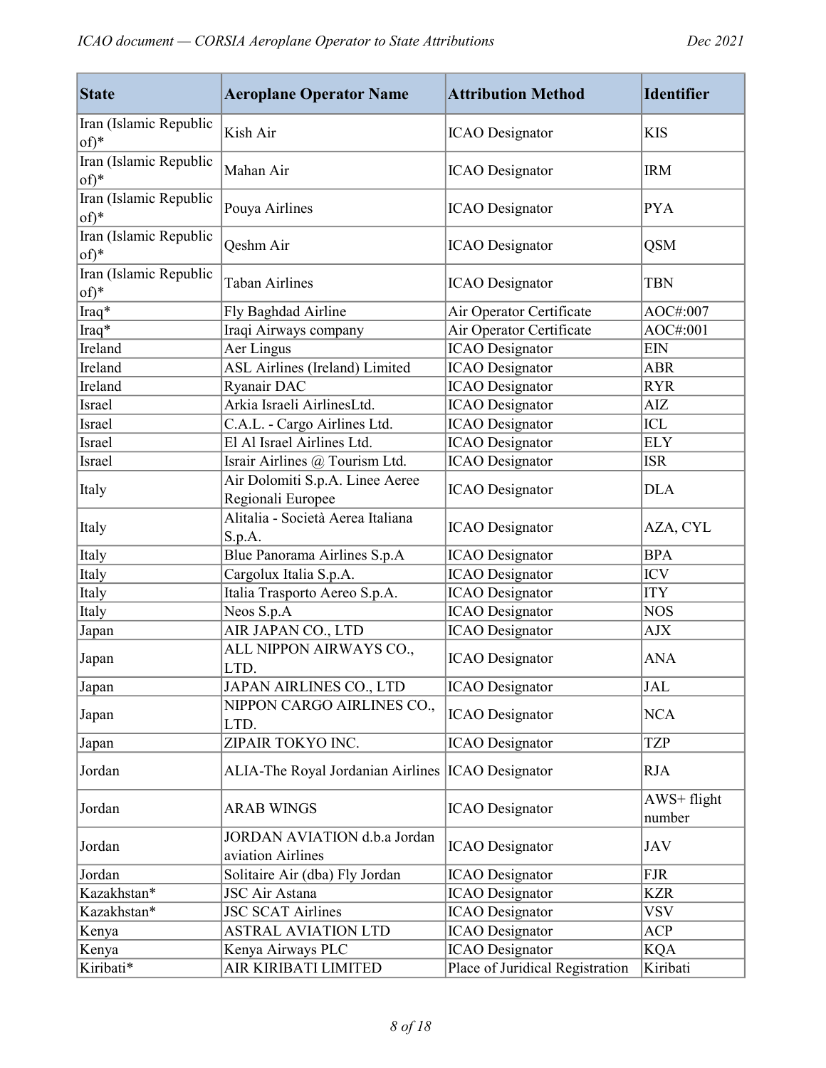| State | Aeroplane Operator Name | Attribution Method | Identifier |
|---|---|---|---|
| Iran (Islamic Republic of)* | Kish Air | ICAO Designator | KIS |
| Iran (Islamic Republic of)* | Mahan Air | ICAO Designator | IRM |
| Iran (Islamic Republic of)* | Pouya Airlines | ICAO Designator | PYA |
| Iran (Islamic Republic of)* | Qeshm Air | ICAO Designator | QSM |
| Iran (Islamic Republic of)* | Taban Airlines | ICAO Designator | TBN |
| Iraq* | Fly Baghdad Airline | Air Operator Certificate | AOC#:007 |
| Iraq* | Iraqi Airways company | Air Operator Certificate | AOC#:001 |
| Ireland | Aer Lingus | ICAO Designator | EIN |
| Ireland | ASL Airlines (Ireland) Limited | ICAO Designator | ABR |
| Ireland | Ryanair DAC | ICAO Designator | RYR |
| Israel | Arkia Israeli AirlinesLtd. | ICAO Designator | AIZ |
| Israel | C.A.L. - Cargo Airlines Ltd. | ICAO Designator | ICL |
| Israel | El Al Israel Airlines Ltd. | ICAO Designator | ELY |
| Israel | Israir Airlines @ Tourism Ltd. | ICAO Designator | ISR |
| Italy | Air Dolomiti S.p.A. Linee Aeree Regionali Europee | ICAO Designator | DLA |
| Italy | Alitalia - Società Aerea Italiana S.p.A. | ICAO Designator | AZA, CYL |
| Italy | Blue Panorama Airlines S.p.A | ICAO Designator | BPA |
| Italy | Cargolux Italia S.p.A. | ICAO Designator | ICV |
| Italy | Italia Trasporto Aereo S.p.A. | ICAO Designator | ITY |
| Italy | Neos S.p.A | ICAO Designator | NOS |
| Japan | AIR JAPAN CO., LTD | ICAO Designator | AJX |
| Japan | ALL NIPPON AIRWAYS CO., LTD. | ICAO Designator | ANA |
| Japan | JAPAN AIRLINES CO., LTD | ICAO Designator | JAL |
| Japan | NIPPON CARGO AIRLINES CO., LTD. | ICAO Designator | NCA |
| Japan | ZIPAIR TOKYO INC. | ICAO Designator | TZP |
| Jordan | ALIA-The Royal Jordanian Airlines | ICAO Designator | RJA |
| Jordan | ARAB WINGS | ICAO Designator | AWS+ flight number |
| Jordan | JORDAN AVIATION d.b.a Jordan aviation Airlines | ICAO Designator | JAV |
| Jordan | Solitaire Air (dba) Fly Jordan | ICAO Designator | FJR |
| Kazakhstan* | JSC Air Astana | ICAO Designator | KZR |
| Kazakhstan* | JSC SCAT Airlines | ICAO Designator | VSV |
| Kenya | ASTRAL AVIATION LTD | ICAO Designator | ACP |
| Kenya | Kenya Airways PLC | ICAO Designator | KQA |
| Kiribati* | AIR KIRIBATI LIMITED | Place of Juridical Registration | Kiribati |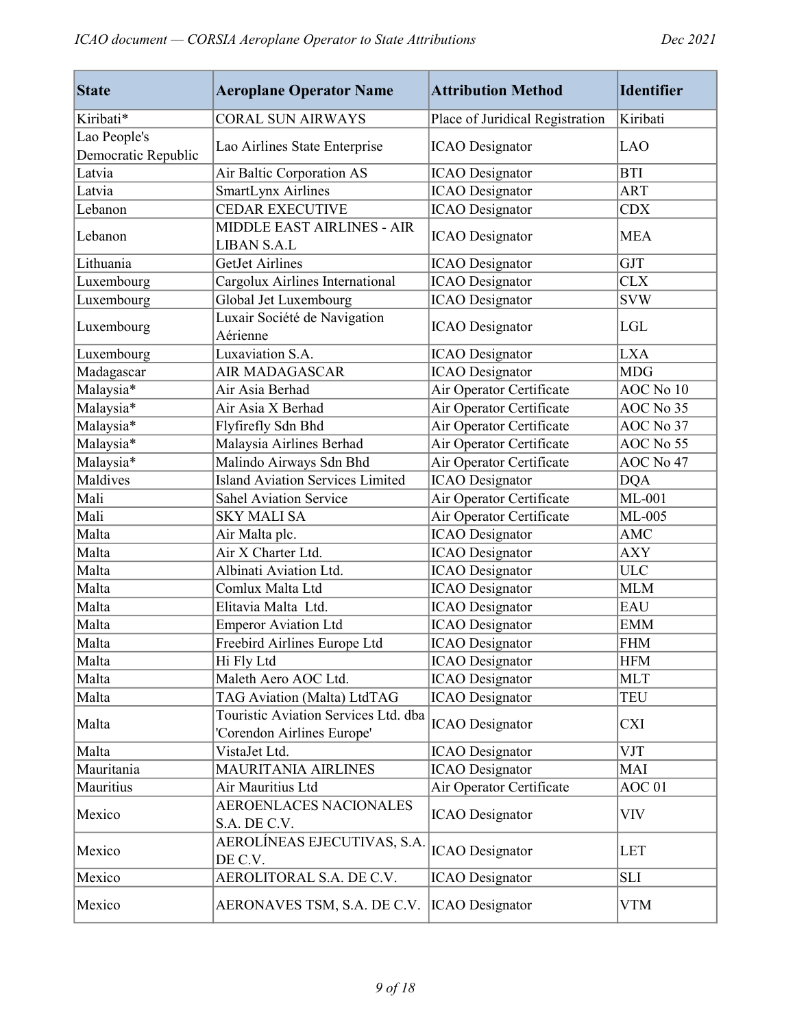| State | Aeroplane Operator Name | Attribution Method | Identifier |
|---|---|---|---|
| Kiribati* | CORAL SUN AIRWAYS | Place of Juridical Registration | Kiribati |
| Lao People's Democratic Republic | Lao Airlines State Enterprise | ICAO Designator | LAO |
| Latvia | Air Baltic Corporation AS | ICAO Designator | BTI |
| Latvia | SmartLynx Airlines | ICAO Designator | ART |
| Lebanon | CEDAR EXECUTIVE | ICAO Designator | CDX |
| Lebanon | MIDDLE EAST AIRLINES - AIR LIBAN S.A.L | ICAO Designator | MEA |
| Lithuania | GetJet Airlines | ICAO Designator | GJT |
| Luxembourg | Cargolux Airlines International | ICAO Designator | CLX |
| Luxembourg | Global Jet Luxembourg | ICAO Designator | SVW |
| Luxembourg | Luxair Société de Navigation Aérienne | ICAO Designator | LGL |
| Luxembourg | Luxaviation S.A. | ICAO Designator | LXA |
| Madagascar | AIR MADAGASCAR | ICAO Designator | MDG |
| Malaysia* | Air Asia Berhad | Air Operator Certificate | AOC No 10 |
| Malaysia* | Air Asia X Berhad | Air Operator Certificate | AOC No 35 |
| Malaysia* | Flyfirefly Sdn Bhd | Air Operator Certificate | AOC No 37 |
| Malaysia* | Malaysia Airlines Berhad | Air Operator Certificate | AOC No 55 |
| Malaysia* | Malindo Airways Sdn Bhd | Air Operator Certificate | AOC No 47 |
| Maldives | Island Aviation Services Limited | ICAO Designator | DQA |
| Mali | Sahel Aviation Service | Air Operator Certificate | ML-001 |
| Mali | SKY MALI SA | Air Operator Certificate | ML-005 |
| Malta | Air Malta plc. | ICAO Designator | AMC |
| Malta | Air X Charter Ltd. | ICAO Designator | AXY |
| Malta | Albinati Aviation Ltd. | ICAO Designator | ULC |
| Malta | Comlux Malta Ltd | ICAO Designator | MLM |
| Malta | Elitavia Malta Ltd. | ICAO Designator | EAU |
| Malta | Emperor Aviation Ltd | ICAO Designator | EMM |
| Malta | Freebird Airlines Europe Ltd | ICAO Designator | FHM |
| Malta | Hi Fly Ltd | ICAO Designator | HFM |
| Malta | Maleth Aero AOC Ltd. | ICAO Designator | MLT |
| Malta | TAG Aviation (Malta) LtdTAG | ICAO Designator | TEU |
| Malta | Touristic Aviation Services Ltd. dba 'Corendon Airlines Europe' | ICAO Designator | CXI |
| Malta | VistaJet Ltd. | ICAO Designator | VJT |
| Mauritania | MAURITANIA AIRLINES | ICAO Designator | MAI |
| Mauritius | Air Mauritius Ltd | Air Operator Certificate | AOC 01 |
| Mexico | AEROENLACES NACIONALES S.A. DE C.V. | ICAO Designator | VIV |
| Mexico | AEROLÍNEAS EJECUTIVAS, S.A. DE C.V. | ICAO Designator | LET |
| Mexico | AEROLITORAL S.A. DE C.V. | ICAO Designator | SLI |
| Mexico | AERONAVES TSM, S.A. DE C.V. | ICAO Designator | VTM |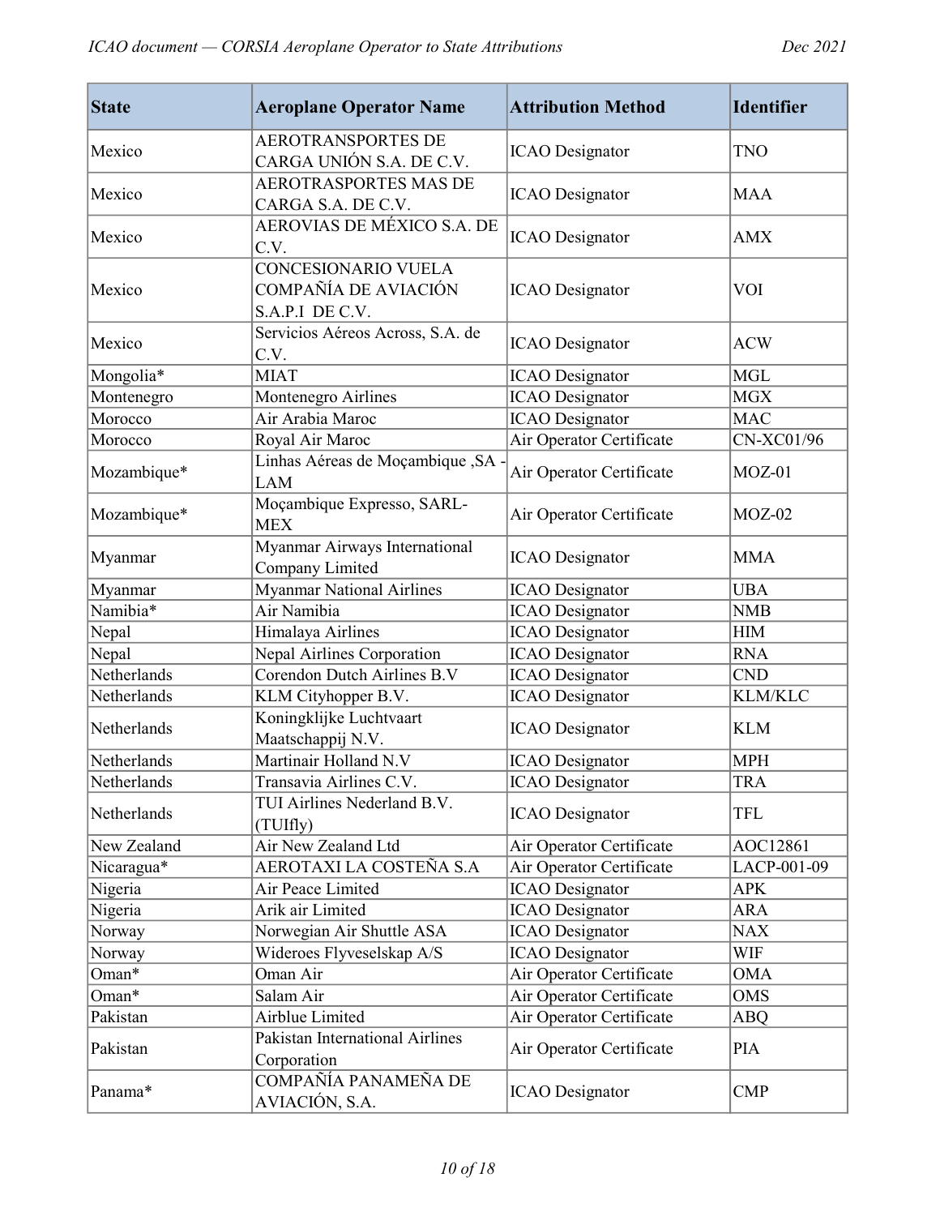| State | Aeroplane Operator Name | Attribution Method | Identifier |
|---|---|---|---|
| Mexico | AEROTRANSPORTES DE CARGA UNIÓN S.A. DE C.V. | ICAO Designator | TNO |
| Mexico | AEROTRASPORTES MAS DE CARGA S.A. DE C.V. | ICAO Designator | MAA |
| Mexico | AEROVIAS DE MÉXICO S.A. DE C.V. | ICAO Designator | AMX |
| Mexico | CONCESIONARIO VUELA COMPAÑÍA DE AVIACIÓN S.A.P.I DE C.V. | ICAO Designator | VOI |
| Mexico | Servicios Aéreos Across, S.A. de C.V. | ICAO Designator | ACW |
| Mongolia* | MIAT | ICAO Designator | MGL |
| Montenegro | Montenegro Airlines | ICAO Designator | MGX |
| Morocco | Air Arabia Maroc | ICAO Designator | MAC |
| Morocco | Royal Air Maroc | Air Operator Certificate | CN-XC01/96 |
| Mozambique* | Linhas Aéreas de Moçambique ,SA - LAM | Air Operator Certificate | MOZ-01 |
| Mozambique* | Moçambique Expresso, SARL-MEX | Air Operator Certificate | MOZ-02 |
| Myanmar | Myanmar Airways International Company Limited | ICAO Designator | MMA |
| Myanmar | Myanmar National Airlines | ICAO Designator | UBA |
| Namibia* | Air Namibia | ICAO Designator | NMB |
| Nepal | Himalaya Airlines | ICAO Designator | HIM |
| Nepal | Nepal Airlines Corporation | ICAO Designator | RNA |
| Netherlands | Corendon Dutch Airlines B.V | ICAO Designator | CND |
| Netherlands | KLM Cityhopper B.V. | ICAO Designator | KLM/KLC |
| Netherlands | Koningklijke Luchtvaart Maatschappij N.V. | ICAO Designator | KLM |
| Netherlands | Martinair Holland N.V | ICAO Designator | MPH |
| Netherlands | Transavia Airlines C.V. | ICAO Designator | TRA |
| Netherlands | TUI Airlines Nederland B.V. (TUIfly) | ICAO Designator | TFL |
| New Zealand | Air New Zealand Ltd | Air Operator Certificate | AOC12861 |
| Nicaragua* | AEROTAXI LA COSTEÑA S.A | Air Operator Certificate | LACP-001-09 |
| Nigeria | Air Peace Limited | ICAO Designator | APK |
| Nigeria | Arik air Limited | ICAO Designator | ARA |
| Norway | Norwegian Air Shuttle ASA | ICAO Designator | NAX |
| Norway | Wideroes Flyveselskap A/S | ICAO Designator | WIF |
| Oman* | Oman Air | Air Operator Certificate | OMA |
| Oman* | Salam Air | Air Operator Certificate | OMS |
| Pakistan | Airblue Limited | Air Operator Certificate | ABQ |
| Pakistan | Pakistan International Airlines Corporation | Air Operator Certificate | PIA |
| Panama* | COMPAÑÍA PANAMEÑA DE AVIACIÓN, S.A. | ICAO Designator | CMP |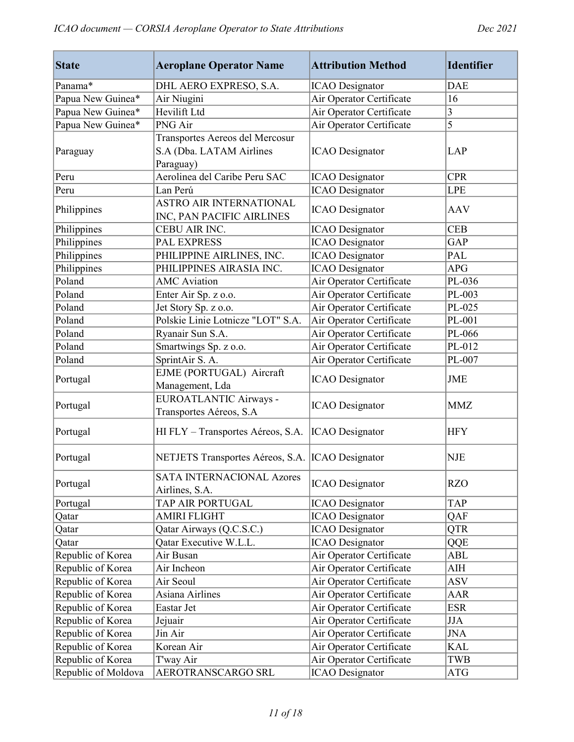| State | Aeroplane Operator Name | Attribution Method | Identifier |
| --- | --- | --- | --- |
| Panama* | DHL AERO EXPRESO, S.A. | ICAO Designator | DAE |
| Papua New Guinea* | Air Niugini | Air Operator Certificate | 16 |
| Papua New Guinea* | Hevilift Ltd | Air Operator Certificate | 3 |
| Papua New Guinea* | PNG Air | Air Operator Certificate | 5 |
| Paraguay | Transportes Aereos del Mercosur S.A (Dba. LATAM Airlines Paraguay) | ICAO Designator | LAP |
| Peru | Aerolinea del Caribe Peru SAC | ICAO Designator | CPR |
| Peru | Lan Perú | ICAO Designator | LPE |
| Philippines | ASTRO AIR INTERNATIONAL INC, PAN PACIFIC AIRLINES | ICAO Designator | AAV |
| Philippines | CEBU AIR INC. | ICAO Designator | CEB |
| Philippines | PAL EXPRESS | ICAO Designator | GAP |
| Philippines | PHILIPPINE AIRLINES, INC. | ICAO Designator | PAL |
| Philippines | PHILIPPINES AIRASIA INC. | ICAO Designator | APG |
| Poland | AMC Aviation | Air Operator Certificate | PL-036 |
| Poland | Enter Air Sp. z o.o. | Air Operator Certificate | PL-003 |
| Poland | Jet Story Sp. z o.o. | Air Operator Certificate | PL-025 |
| Poland | Polskie Linie Lotnicze "LOT" S.A. | Air Operator Certificate | PL-001 |
| Poland | Ryanair Sun S.A. | Air Operator Certificate | PL-066 |
| Poland | Smartwings Sp. z o.o. | Air Operator Certificate | PL-012 |
| Poland | SprintAir S. A. | Air Operator Certificate | PL-007 |
| Portugal | EJME (PORTUGAL) Aircraft Management, Lda | ICAO Designator | JME |
| Portugal | EUROATLANTIC Airways - Transportes Aéreos, S.A | ICAO Designator | MMZ |
| Portugal | HI FLY – Transportes Aéreos, S.A. | ICAO Designator | HFY |
| Portugal | NETJETS Transportes Aéreos, S.A. | ICAO Designator | NJE |
| Portugal | SATA INTERNACIONAL Azores Airlines, S.A. | ICAO Designator | RZO |
| Portugal | TAP AIR PORTUGAL | ICAO Designator | TAP |
| Qatar | AMIRI FLIGHT | ICAO Designator | QAF |
| Qatar | Qatar Airways (Q.C.S.C.) | ICAO Designator | QTR |
| Qatar | Qatar Executive W.L.L. | ICAO Designator | QQE |
| Republic of Korea | Air Busan | Air Operator Certificate | ABL |
| Republic of Korea | Air Incheon | Air Operator Certificate | AIH |
| Republic of Korea | Air Seoul | Air Operator Certificate | ASV |
| Republic of Korea | Asiana Airlines | Air Operator Certificate | AAR |
| Republic of Korea | Eastar Jet | Air Operator Certificate | ESR |
| Republic of Korea | Jejuair | Air Operator Certificate | JJA |
| Republic of Korea | Jin Air | Air Operator Certificate | JNA |
| Republic of Korea | Korean Air | Air Operator Certificate | KAL |
| Republic of Korea | T'way Air | Air Operator Certificate | TWB |
| Republic of Moldova | AEROTRANSCARGO SRL | ICAO Designator | ATG |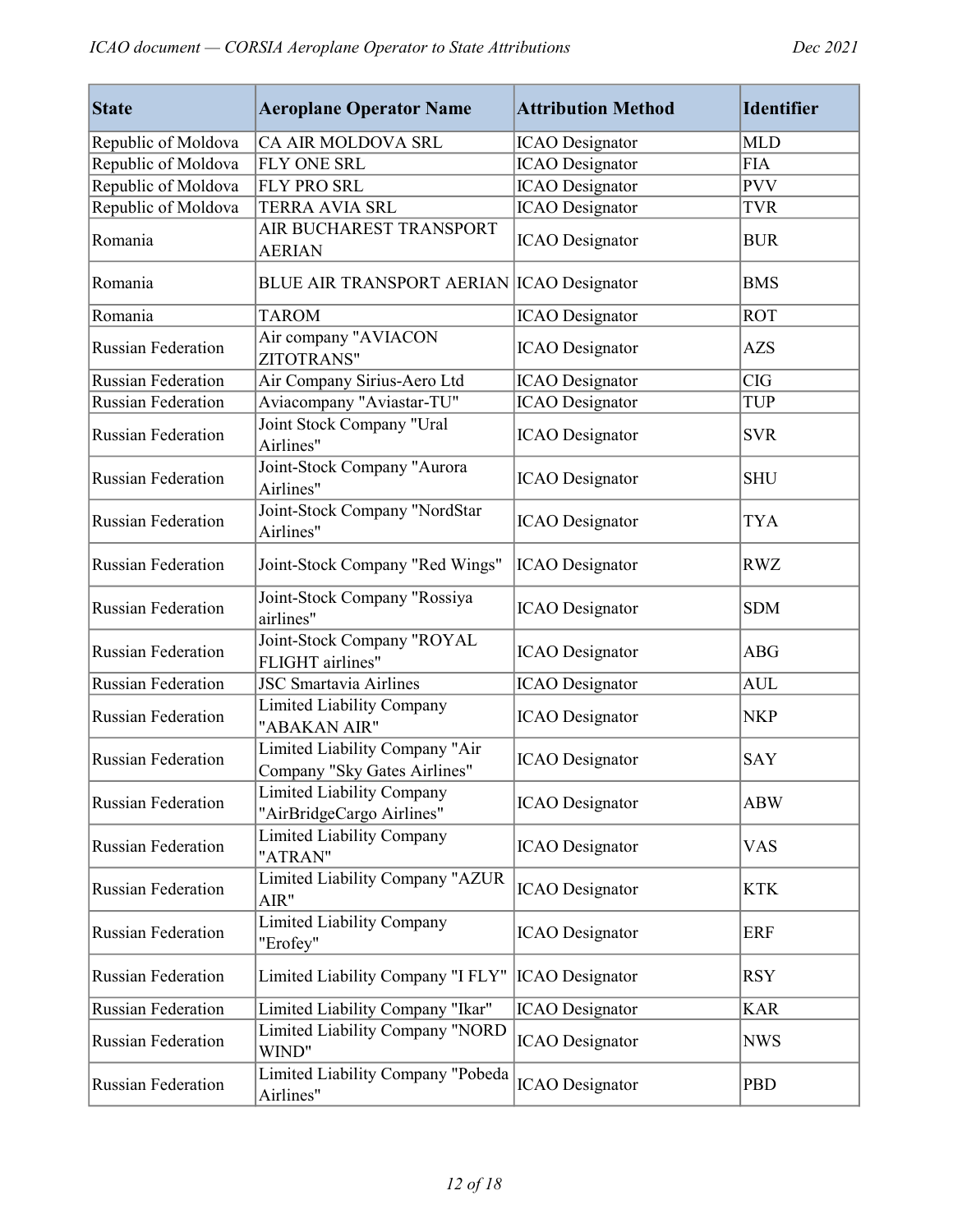| State | Aeroplane Operator Name | Attribution Method | Identifier |
|---|---|---|---|
| Republic of Moldova | CA AIR MOLDOVA SRL | ICAO Designator | MLD |
| Republic of Moldova | FLY ONE SRL | ICAO Designator | FIA |
| Republic of Moldova | FLY PRO SRL | ICAO Designator | PVV |
| Republic of Moldova | TERRA AVIA SRL | ICAO Designator | TVR |
| Romania | AIR BUCHAREST TRANSPORT AERIAN | ICAO Designator | BUR |
| Romania | BLUE AIR TRANSPORT AERIAN | ICAO Designator | BMS |
| Romania | TAROM | ICAO Designator | ROT |
| Russian Federation | Air company "AVIACON ZITOTRANS" | ICAO Designator | AZS |
| Russian Federation | Air Company Sirius-Aero Ltd | ICAO Designator | CIG |
| Russian Federation | Aviacompany "Aviastar-TU" | ICAO Designator | TUP |
| Russian Federation | Joint Stock Company "Ural Airlines" | ICAO Designator | SVR |
| Russian Federation | Joint-Stock Company "Aurora Airlines" | ICAO Designator | SHU |
| Russian Federation | Joint-Stock Company "NordStar Airlines" | ICAO Designator | TYA |
| Russian Federation | Joint-Stock Company "Red Wings" | ICAO Designator | RWZ |
| Russian Federation | Joint-Stock Company "Rossiya airlines" | ICAO Designator | SDM |
| Russian Federation | Joint-Stock Company "ROYAL FLIGHT airlines" | ICAO Designator | ABG |
| Russian Federation | JSC Smartavia Airlines | ICAO Designator | AUL |
| Russian Federation | Limited Liability Company "ABAKAN AIR" | ICAO Designator | NKP |
| Russian Federation | Limited Liability Company "Air Company "Sky Gates Airlines" | ICAO Designator | SAY |
| Russian Federation | Limited Liability Company "AirBridgeCargo Airlines" | ICAO Designator | ABW |
| Russian Federation | Limited Liability Company "ATRAN" | ICAO Designator | VAS |
| Russian Federation | Limited Liability Company "AZUR AIR" | ICAO Designator | KTK |
| Russian Federation | Limited Liability Company "Erofey" | ICAO Designator | ERF |
| Russian Federation | Limited Liability Company "I FLY" | ICAO Designator | RSY |
| Russian Federation | Limited Liability Company "Ikar" | ICAO Designator | KAR |
| Russian Federation | Limited Liability Company "NORD WIND" | ICAO Designator | NWS |
| Russian Federation | Limited Liability Company "Pobeda Airlines" | ICAO Designator | PBD |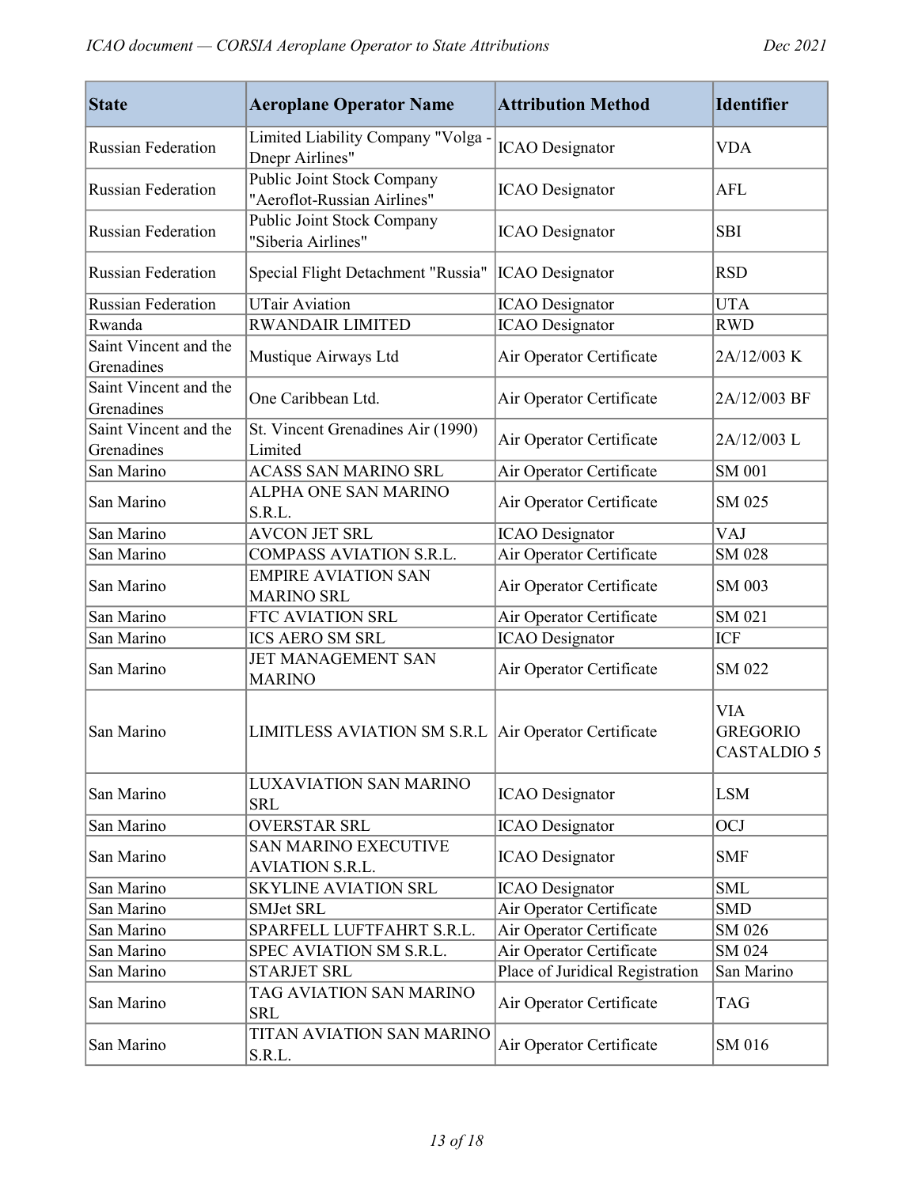| State | Aeroplane Operator Name | Attribution Method | Identifier |
|---|---|---|---|
| Russian Federation | Limited Liability Company "Volga - Dnepr Airlines" | ICAO Designator | VDA |
| Russian Federation | Public Joint Stock Company "Aeroflot-Russian Airlines" | ICAO Designator | AFL |
| Russian Federation | Public Joint Stock Company "Siberia Airlines" | ICAO Designator | SBI |
| Russian Federation | Special Flight Detachment "Russia" | ICAO Designator | RSD |
| Russian Federation | UTair Aviation | ICAO Designator | UTA |
| Rwanda | RWANDAIR LIMITED | ICAO Designator | RWD |
| Saint Vincent and the Grenadines | Mustique Airways Ltd | Air Operator Certificate | 2A/12/003 K |
| Saint Vincent and the Grenadines | One Caribbean Ltd. | Air Operator Certificate | 2A/12/003 BF |
| Saint Vincent and the Grenadines | St. Vincent Grenadines Air (1990) Limited | Air Operator Certificate | 2A/12/003 L |
| San Marino | ACASS SAN MARINO SRL | Air Operator Certificate | SM 001 |
| San Marino | ALPHA ONE SAN MARINO S.R.L. | Air Operator Certificate | SM 025 |
| San Marino | AVCON JET SRL | ICAO Designator | VAJ |
| San Marino | COMPASS AVIATION S.R.L. | Air Operator Certificate | SM 028 |
| San Marino | EMPIRE AVIATION SAN MARINO SRL | Air Operator Certificate | SM 003 |
| San Marino | FTC AVIATION SRL | Air Operator Certificate | SM 021 |
| San Marino | ICS AERO SM SRL | ICAO Designator | ICF |
| San Marino | JET MANAGEMENT SAN MARINO | Air Operator Certificate | SM 022 |
| San Marino | LIMITLESS AVIATION SM S.R.L | Air Operator Certificate | VIA GREGORIO CASTALDIO 5 |
| San Marino | LUXAVIATION SAN MARINO SRL | ICAO Designator | LSM |
| San Marino | OVERSTAR SRL | ICAO Designator | OCJ |
| San Marino | SAN MARINO EXECUTIVE AVIATION S.R.L. | ICAO Designator | SMF |
| San Marino | SKYLINE AVIATION SRL | ICAO Designator | SML |
| San Marino | SMJet SRL | Air Operator Certificate | SMD |
| San Marino | SPARFELL LUFTFAHRT S.R.L. | Air Operator Certificate | SM 026 |
| San Marino | SPEC AVIATION SM S.R.L. | Air Operator Certificate | SM 024 |
| San Marino | STARJET SRL | Place of Juridical Registration | San Marino |
| San Marino | TAG AVIATION SAN MARINO SRL | Air Operator Certificate | TAG |
| San Marino | TITAN AVIATION SAN MARINO S.R.L. | Air Operator Certificate | SM 016 |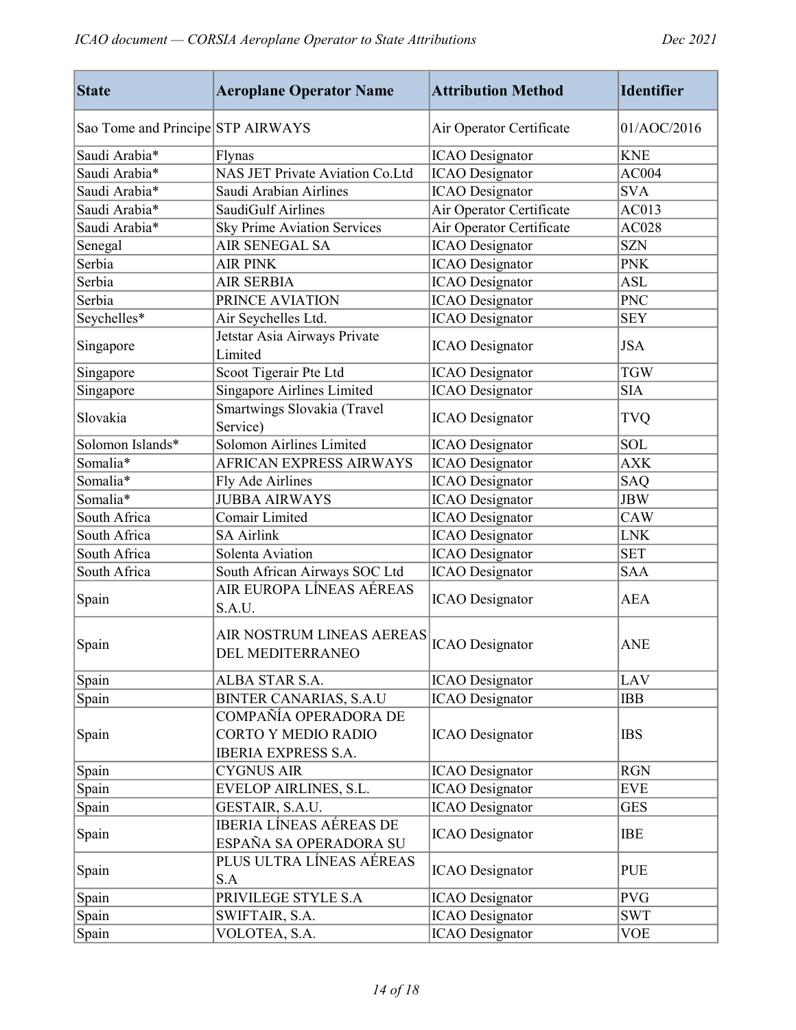| State | Aeroplane Operator Name | Attribution Method | Identifier |
|---|---|---|---|
| Sao Tome and Principe | STP AIRWAYS | Air Operator Certificate | 01/AOC/2016 |
| Saudi Arabia* | Flynas | ICAO Designator | KNE |
| Saudi Arabia* | NAS JET Private Aviation Co.Ltd | ICAO Designator | AC004 |
| Saudi Arabia* | Saudi Arabian Airlines | ICAO Designator | SVA |
| Saudi Arabia* | SaudiGulf Airlines | Air Operator Certificate | AC013 |
| Saudi Arabia* | Sky Prime Aviation Services | Air Operator Certificate | AC028 |
| Senegal | AIR SENEGAL SA | ICAO Designator | SZN |
| Serbia | AIR PINK | ICAO Designator | PNK |
| Serbia | AIR SERBIA | ICAO Designator | ASL |
| Serbia | PRINCE AVIATION | ICAO Designator | PNC |
| Seychelles* | Air Seychelles Ltd. | ICAO Designator | SEY |
| Singapore | Jetstar Asia Airways Private Limited | ICAO Designator | JSA |
| Singapore | Scoot Tigerair Pte Ltd | ICAO Designator | TGW |
| Singapore | Singapore Airlines Limited | ICAO Designator | SIA |
| Slovakia | Smartwings Slovakia (Travel Service) | ICAO Designator | TVQ |
| Solomon Islands* | Solomon Airlines Limited | ICAO Designator | SOL |
| Somalia* | AFRICAN EXPRESS AIRWAYS | ICAO Designator | AXK |
| Somalia* | Fly Ade Airlines | ICAO Designator | SAQ |
| Somalia* | JUBBA AIRWAYS | ICAO Designator | JBW |
| South Africa | Comair Limited | ICAO Designator | CAW |
| South Africa | SA Airlink | ICAO Designator | LNK |
| South Africa | Solenta Aviation | ICAO Designator | SET |
| South Africa | South African Airways SOC Ltd | ICAO Designator | SAA |
| Spain | AIR EUROPA LÍNEAS AÉREAS S.A.U. | ICAO Designator | AEA |
| Spain | AIR NOSTRUM LINEAS AEREAS DEL MEDITERRANEO | ICAO Designator | ANE |
| Spain | ALBA STAR S.A. | ICAO Designator | LAV |
| Spain | BINTER CANARIAS, S.A.U | ICAO Designator | IBB |
| Spain | COMPAÑÍA OPERADORA DE CORTO Y MEDIO RADIO IBERIA EXPRESS S.A. | ICAO Designator | IBS |
| Spain | CYGNUS AIR | ICAO Designator | RGN |
| Spain | EVELOP AIRLINES, S.L. | ICAO Designator | EVE |
| Spain | GESTAIR, S.A.U. | ICAO Designator | GES |
| Spain | IBERIA LÍNEAS AÉREAS DE ESPAÑA SA OPERADORA SU | ICAO Designator | IBE |
| Spain | PLUS ULTRA LÍNEAS AÉREAS S.A | ICAO Designator | PUE |
| Spain | PRIVILEGE STYLE S.A | ICAO Designator | PVG |
| Spain | SWIFTAIR, S.A. | ICAO Designator | SWT |
| Spain | VOLOTEA, S.A. | ICAO Designator | VOE |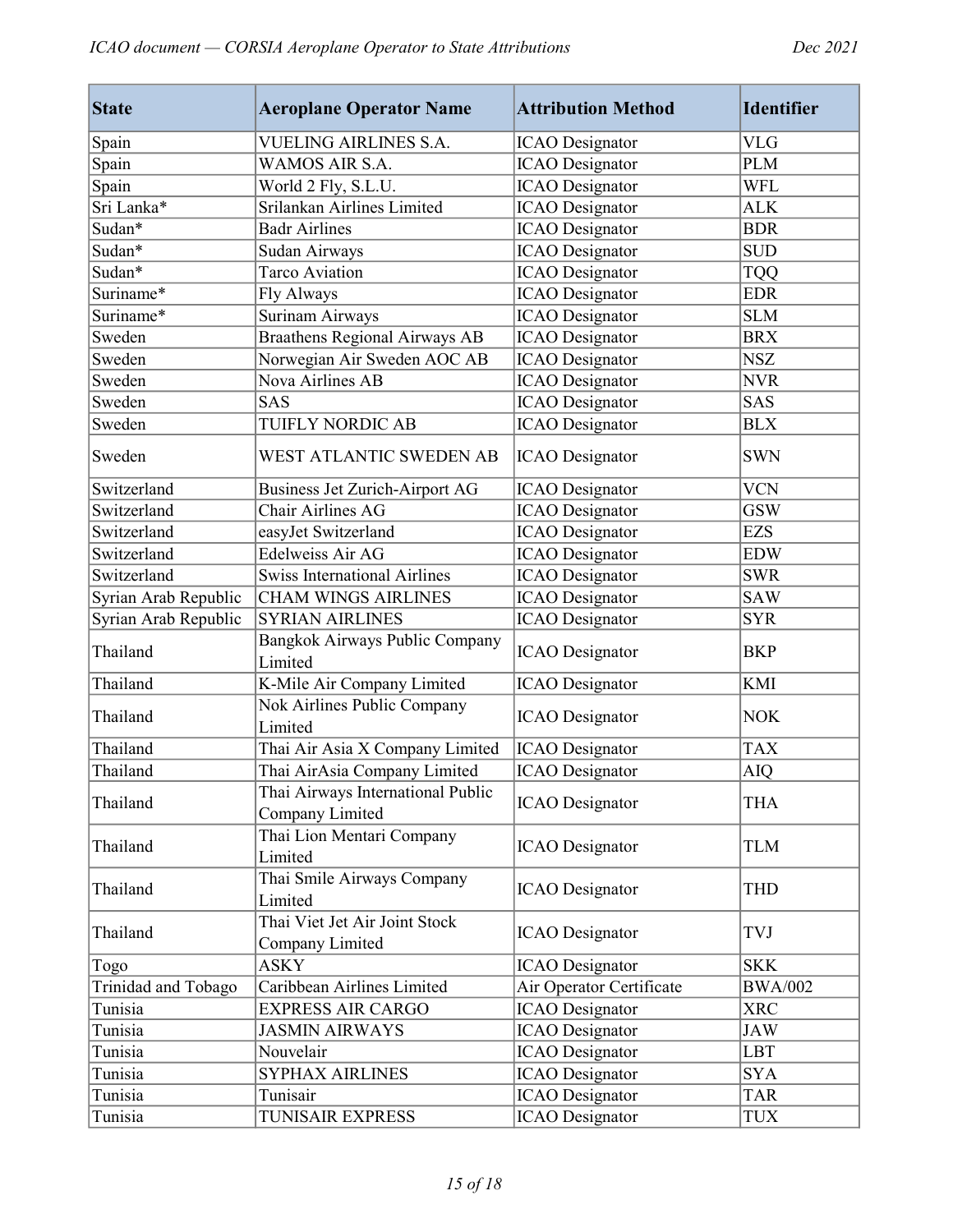| State | Aeroplane Operator Name | Attribution Method | Identifier |
|---|---|---|---|
| Spain | VUELING AIRLINES S.A. | ICAO Designator | VLG |
| Spain | WAMOS AIR S.A. | ICAO Designator | PLM |
| Spain | World 2 Fly, S.L.U. | ICAO Designator | WFL |
| Sri Lanka* | Srilankan Airlines Limited | ICAO Designator | ALK |
| Sudan* | Badr Airlines | ICAO Designator | BDR |
| Sudan* | Sudan Airways | ICAO Designator | SUD |
| Sudan* | Tarco Aviation | ICAO Designator | TQQ |
| Suriname* | Fly Always | ICAO Designator | EDR |
| Suriname* | Surinam Airways | ICAO Designator | SLM |
| Sweden | Braathens Regional Airways AB | ICAO Designator | BRX |
| Sweden | Norwegian Air Sweden AOC AB | ICAO Designator | NSZ |
| Sweden | Nova Airlines AB | ICAO Designator | NVR |
| Sweden | SAS | ICAO Designator | SAS |
| Sweden | TUIFLY NORDIC AB | ICAO Designator | BLX |
| Sweden | WEST ATLANTIC SWEDEN AB | ICAO Designator | SWN |
| Switzerland | Business Jet Zurich-Airport AG | ICAO Designator | VCN |
| Switzerland | Chair Airlines AG | ICAO Designator | GSW |
| Switzerland | easyJet Switzerland | ICAO Designator | EZS |
| Switzerland | Edelweiss Air AG | ICAO Designator | EDW |
| Switzerland | Swiss International Airlines | ICAO Designator | SWR |
| Syrian Arab Republic | CHAM WINGS AIRLINES | ICAO Designator | SAW |
| Syrian Arab Republic | SYRIAN AIRLINES | ICAO Designator | SYR |
| Thailand | Bangkok Airways Public Company Limited | ICAO Designator | BKP |
| Thailand | K-Mile Air Company Limited | ICAO Designator | KMI |
| Thailand | Nok Airlines Public Company Limited | ICAO Designator | NOK |
| Thailand | Thai Air Asia X Company Limited | ICAO Designator | TAX |
| Thailand | Thai AirAsia Company Limited | ICAO Designator | AIQ |
| Thailand | Thai Airways International Public Company Limited | ICAO Designator | THA |
| Thailand | Thai Lion Mentari Company Limited | ICAO Designator | TLM |
| Thailand | Thai Smile Airways Company Limited | ICAO Designator | THD |
| Thailand | Thai Viet Jet Air Joint Stock Company Limited | ICAO Designator | TVJ |
| Togo | ASKY | ICAO Designator | SKK |
| Trinidad and Tobago | Caribbean Airlines Limited | Air Operator Certificate | BWA/002 |
| Tunisia | EXPRESS AIR CARGO | ICAO Designator | XRC |
| Tunisia | JASMIN AIRWAYS | ICAO Designator | JAW |
| Tunisia | Nouvelair | ICAO Designator | LBT |
| Tunisia | SYPHAX AIRLINES | ICAO Designator | SYA |
| Tunisia | Tunisair | ICAO Designator | TAR |
| Tunisia | TUNISAIR EXPRESS | ICAO Designator | TUX |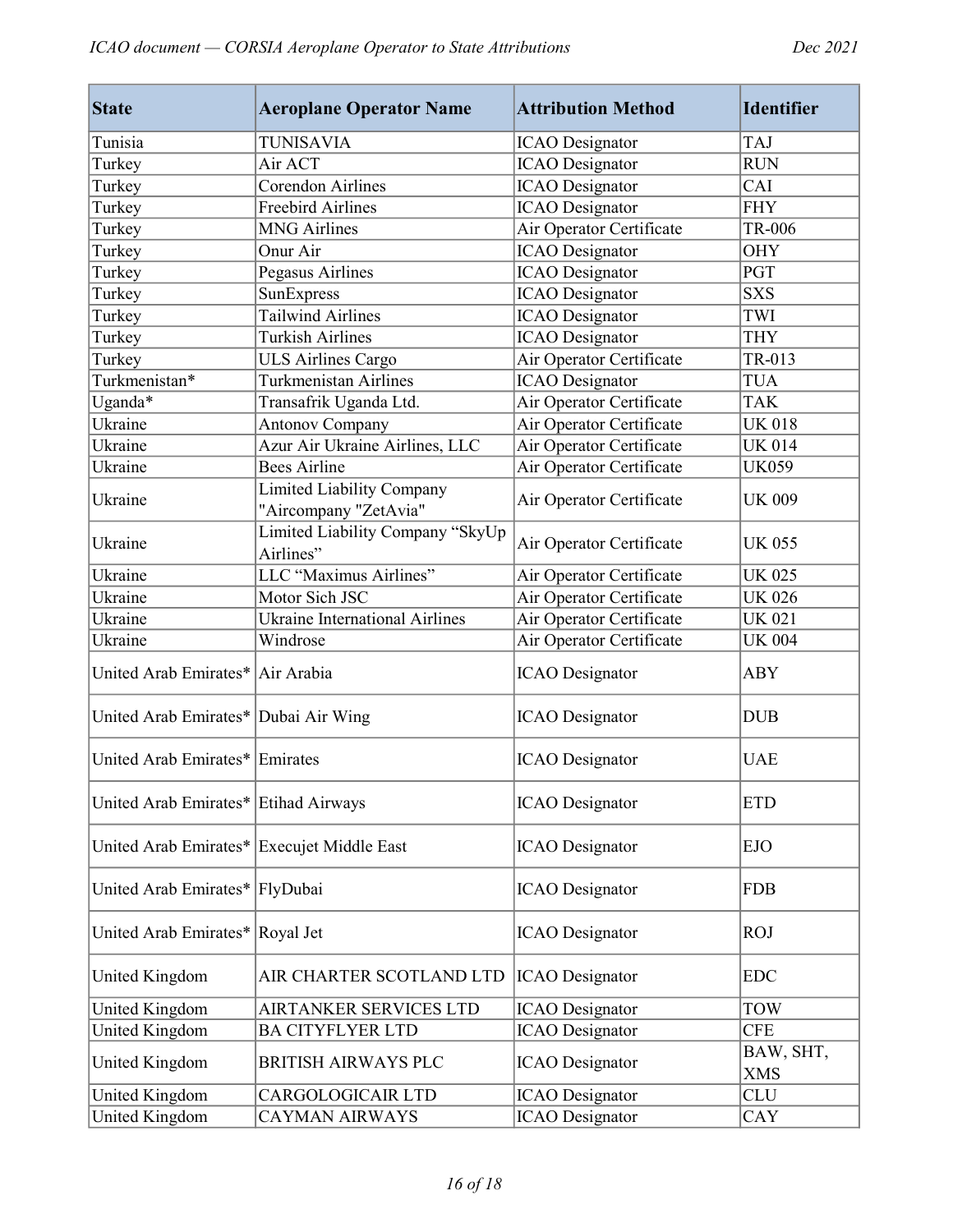| State | Aeroplane Operator Name | Attribution Method | Identifier |
| --- | --- | --- | --- |
| Tunisia | TUNISAVIA | ICAO Designator | TAJ |
| Turkey | Air ACT | ICAO Designator | RUN |
| Turkey | Corendon Airlines | ICAO Designator | CAI |
| Turkey | Freebird Airlines | ICAO Designator | FHY |
| Turkey | MNG Airlines | Air Operator Certificate | TR-006 |
| Turkey | Onur Air | ICAO Designator | OHY |
| Turkey | Pegasus Airlines | ICAO Designator | PGT |
| Turkey | SunExpress | ICAO Designator | SXS |
| Turkey | Tailwind Airlines | ICAO Designator | TWI |
| Turkey | Turkish Airlines | ICAO Designator | THY |
| Turkey | ULS Airlines Cargo | Air Operator Certificate | TR-013 |
| Turkmenistan* | Turkmenistan Airlines | ICAO Designator | TUA |
| Uganda* | Transafrik Uganda Ltd. | Air Operator Certificate | TAK |
| Ukraine | Antonov Company | Air Operator Certificate | UK 018 |
| Ukraine | Azur Air Ukraine Airlines, LLC | Air Operator Certificate | UK 014 |
| Ukraine | Bees Airline | Air Operator Certificate | UK059 |
| Ukraine | Limited Liability Company "Aircompany "ZetAvia" | Air Operator Certificate | UK 009 |
| Ukraine | Limited Liability Company “SkyUp Airlines” | Air Operator Certificate | UK 055 |
| Ukraine | LLC “Maximus Airlines” | Air Operator Certificate | UK 025 |
| Ukraine | Motor Sich JSC | Air Operator Certificate | UK 026 |
| Ukraine | Ukraine International Airlines | Air Operator Certificate | UK 021 |
| Ukraine | Windrose | Air Operator Certificate | UK 004 |
| United Arab Emirates* | Air Arabia | ICAO Designator | ABY |
| United Arab Emirates* | Dubai Air Wing | ICAO Designator | DUB |
| United Arab Emirates* | Emirates | ICAO Designator | UAE |
| United Arab Emirates* | Etihad Airways | ICAO Designator | ETD |
| United Arab Emirates* | Execujet Middle East | ICAO Designator | EJO |
| United Arab Emirates* | FlyDubai | ICAO Designator | FDB |
| United Arab Emirates* | Royal Jet | ICAO Designator | ROJ |
| United Kingdom | AIR CHARTER SCOTLAND LTD | ICAO Designator | EDC |
| United Kingdom | AIRTANKER SERVICES LTD | ICAO Designator | TOW |
| United Kingdom | BA CITYFLYER LTD | ICAO Designator | CFE |
| United Kingdom | BRITISH AIRWAYS PLC | ICAO Designator | BAW, SHT, XMS |
| United Kingdom | CARGOLOGICAIR LTD | ICAO Designator | CLU |
| United Kingdom | CAYMAN AIRWAYS | ICAO Designator | CAY |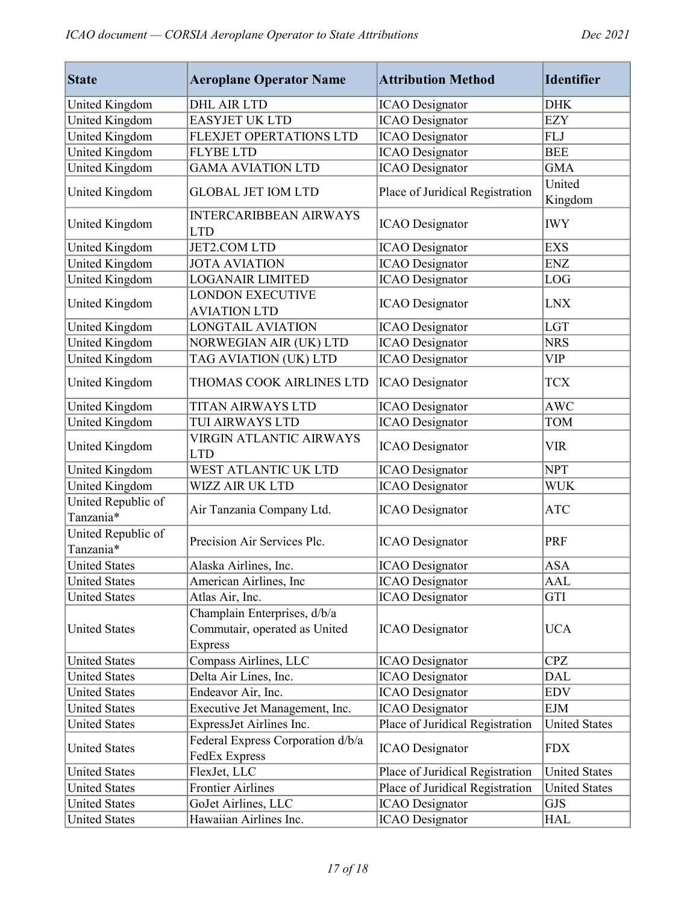| State | Aeroplane Operator Name | Attribution Method | Identifier |
|---|---|---|---|
| United Kingdom | DHL AIR LTD | ICAO Designator | DHK |
| United Kingdom | EASYJET UK LTD | ICAO Designator | EZY |
| United Kingdom | FLEXJET OPERTATIONS LTD | ICAO Designator | FLJ |
| United Kingdom | FLYBE LTD | ICAO Designator | BEE |
| United Kingdom | GAMA AVIATION LTD | ICAO Designator | GMA |
| United Kingdom | GLOBAL JET IOM LTD | Place of Juridical Registration | United Kingdom |
| United Kingdom | INTERCARIBBEAN AIRWAYS LTD | ICAO Designator | IWY |
| United Kingdom | JET2.COM LTD | ICAO Designator | EXS |
| United Kingdom | JOTA AVIATION | ICAO Designator | ENZ |
| United Kingdom | LOGANAIR LIMITED | ICAO Designator | LOG |
| United Kingdom | LONDON EXECUTIVE AVIATION LTD | ICAO Designator | LNX |
| United Kingdom | LONGTAIL AVIATION | ICAO Designator | LGT |
| United Kingdom | NORWEGIAN AIR (UK) LTD | ICAO Designator | NRS |
| United Kingdom | TAG AVIATION (UK) LTD | ICAO Designator | VIP |
| United Kingdom | THOMAS COOK AIRLINES LTD | ICAO Designator | TCX |
| United Kingdom | TITAN AIRWAYS LTD | ICAO Designator | AWC |
| United Kingdom | TUI AIRWAYS LTD | ICAO Designator | TOM |
| United Kingdom | VIRGIN ATLANTIC AIRWAYS LTD | ICAO Designator | VIR |
| United Kingdom | WEST ATLANTIC UK LTD | ICAO Designator | NPT |
| United Kingdom | WIZZ AIR UK LTD | ICAO Designator | WUK |
| United Republic of Tanzania* | Air Tanzania Company Ltd. | ICAO Designator | ATC |
| United Republic of Tanzania* | Precision Air Services Plc. | ICAO Designator | PRF |
| United States | Alaska Airlines, Inc. | ICAO Designator | ASA |
| United States | American Airlines, Inc | ICAO Designator | AAL |
| United States | Atlas Air, Inc. | ICAO Designator | GTI |
| United States | Champlain Enterprises, d/b/a Commutair, operated as United Express | ICAO Designator | UCA |
| United States | Compass Airlines, LLC | ICAO Designator | CPZ |
| United States | Delta Air Lines, Inc. | ICAO Designator | DAL |
| United States | Endeavor Air, Inc. | ICAO Designator | EDV |
| United States | Executive Jet Management, Inc. | ICAO Designator | EJM |
| United States | ExpressJet Airlines Inc. | Place of Juridical Registration | United States |
| United States | Federal Express Corporation d/b/a FedEx Express | ICAO Designator | FDX |
| United States | FlexJet, LLC | Place of Juridical Registration | United States |
| United States | Frontier Airlines | Place of Juridical Registration | United States |
| United States | GoJet Airlines, LLC | ICAO Designator | GJS |
| United States | Hawaiian Airlines Inc. | ICAO Designator | HAL |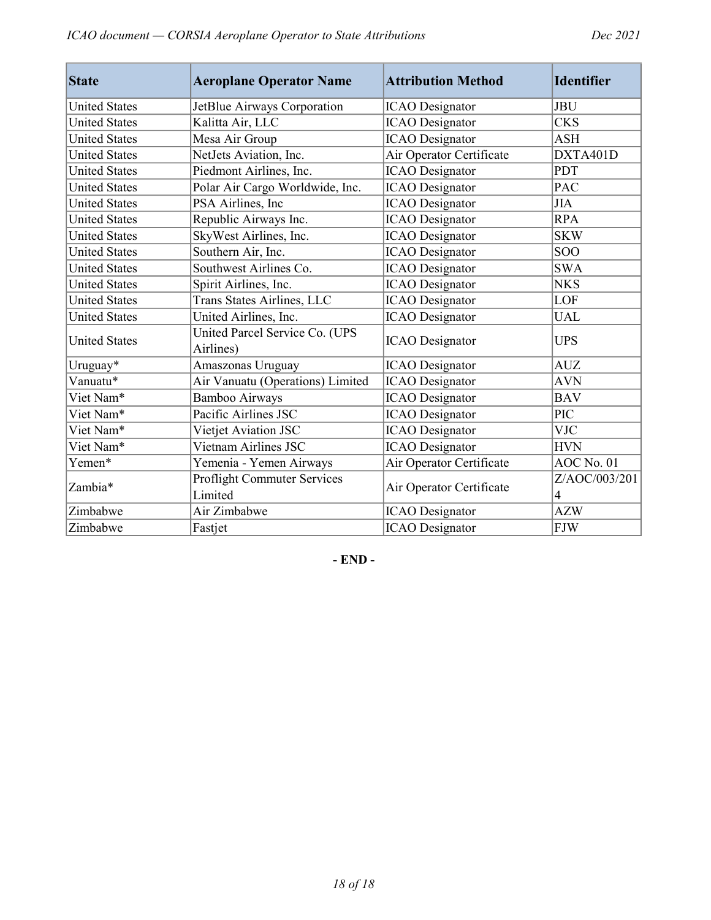| State | Aeroplane Operator Name | Attribution Method | Identifier |
|---|---|---|---|
| United States | JetBlue Airways Corporation | ICAO Designator | JBU |
| United States | Kalitta Air, LLC | ICAO Designator | CKS |
| United States | Mesa Air Group | ICAO Designator | ASH |
| United States | NetJets Aviation, Inc. | Air Operator Certificate | DXTA401D |
| United States | Piedmont Airlines, Inc. | ICAO Designator | PDT |
| United States | Polar Air Cargo Worldwide, Inc. | ICAO Designator | PAC |
| United States | PSA Airlines, Inc | ICAO Designator | JIA |
| United States | Republic Airways Inc. | ICAO Designator | RPA |
| United States | SkyWest Airlines, Inc. | ICAO Designator | SKW |
| United States | Southern Air, Inc. | ICAO Designator | SOO |
| United States | Southwest Airlines Co. | ICAO Designator | SWA |
| United States | Spirit Airlines, Inc. | ICAO Designator | NKS |
| United States | Trans States Airlines, LLC | ICAO Designator | LOF |
| United States | United Airlines, Inc. | ICAO Designator | UAL |
| United States | United Parcel Service Co. (UPS Airlines) | ICAO Designator | UPS |
| Uruguay* | Amaszonas Uruguay | ICAO Designator | AUZ |
| Vanuatu* | Air Vanuatu (Operations) Limited | ICAO Designator | AVN |
| Viet Nam* | Bamboo Airways | ICAO Designator | BAV |
| Viet Nam* | Pacific Airlines JSC | ICAO Designator | PIC |
| Viet Nam* | Vietjet Aviation JSC | ICAO Designator | VJC |
| Viet Nam* | Vietnam Airlines JSC | ICAO Designator | HVN |
| Yemen* | Yemenia - Yemen Airways | Air Operator Certificate | AOC No. 01 |
| Zambia* | Proflight Commuter Services Limited | Air Operator Certificate | Z/AOC/003/2014 |
| Zimbabwe | Air Zimbabwe | ICAO Designator | AZW |
| Zimbabwe | Fastjet | ICAO Designator | FJW |

**- END -**